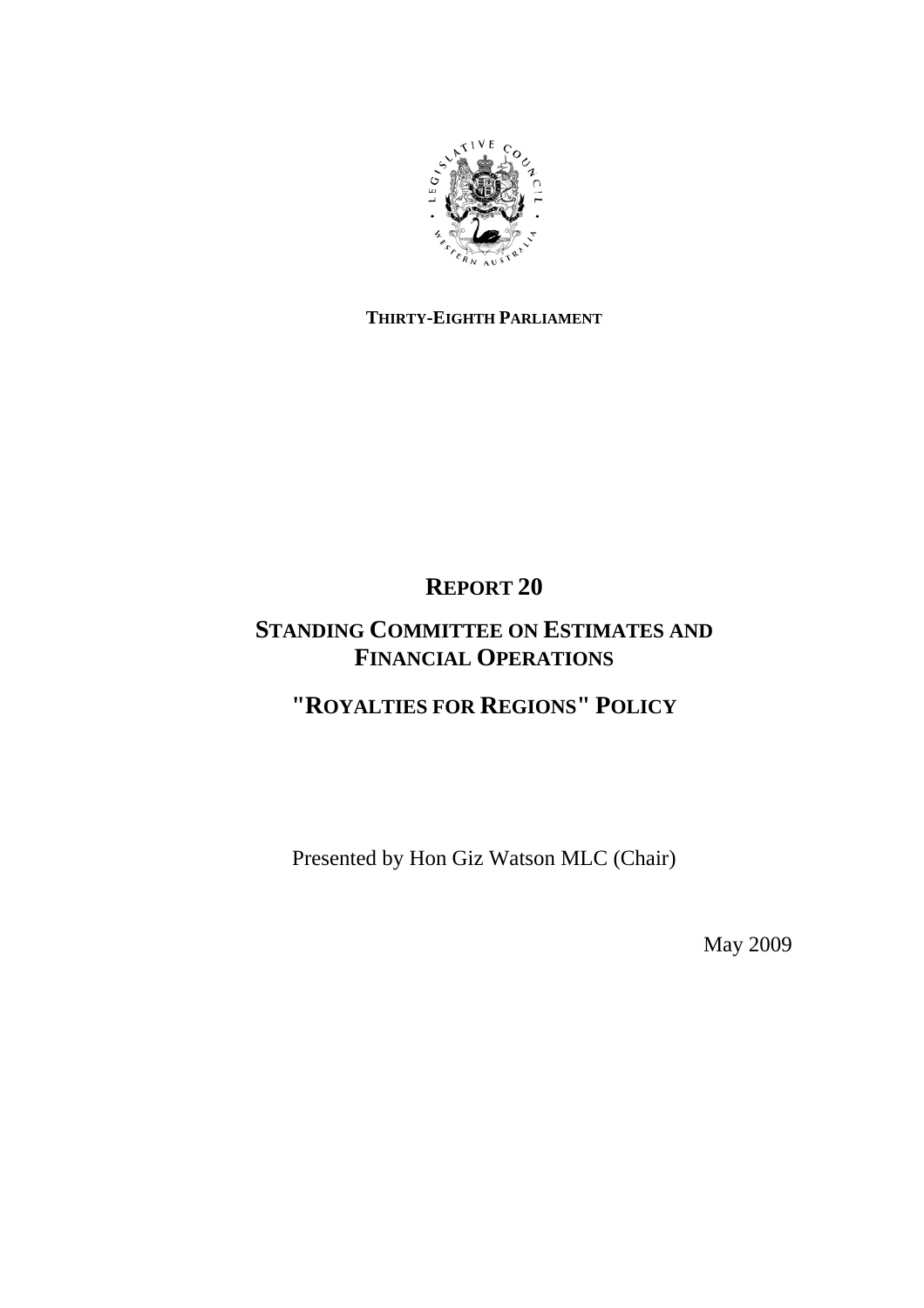**THIRTY-EIGHTH PARLIAMENT**

# REPORT 20

## STANDING COMMITTEE ON ESTIMATES AND FINANCIAL OPERATIONS

## "ROYALTIES FOR REGIONS" POLICY

Presented by Hon Giz Watson MLC (Chair)

May 2009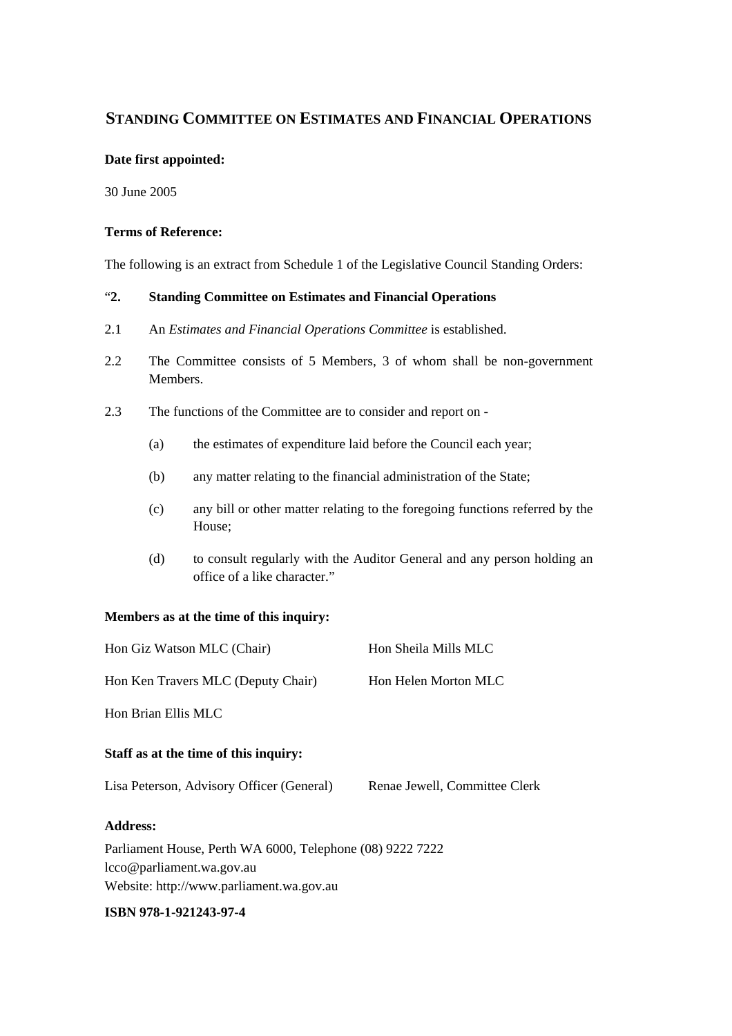# STANDING COMMITTEE ON ESTIMATES AND FINANCIAL OPERATIONS

**Date first appointed:**

30 June 2005

**Terms of Reference:**

The following is an extract from Schedule 1 of the Legislative Council Standing Orders:

"**2. Standing Committee on Estimates and Financial Operations**

2.1 An *Estimates and Financial Operations Committee* is established.

2.2 The Committee consists of 5 Members, 3 of whom shall be non-government Members.

2.3 The functions of the Committee are to consider and report on -

(a) the estimates of expenditure laid before the Council each year;

(b) any matter relating to the financial administration of the State;

(c) any bill or other matter relating to the foregoing functions referred by the House;

(d) to consult regularly with the Auditor General and any person holding an office of a like character."

**Members as at the time of this inquiry:**

Hon Giz Watson MLC (Chair)

Hon Sheila Mills MLC

Hon Ken Travers MLC (Deputy Chair)

Hon Helen Morton MLC

Hon Brian Ellis MLC

**Staff as at the time of this inquiry:**

Lisa Peterson, Advisory Officer (General)

Renae Jewell, Committee Clerk

**Address:**

Parliament House, Perth WA 6000, Telephone (08) 9222 7222
lcco@parliament.wa.gov.au
Website: http://www.parliament.wa.gov.au

**ISBN 978-1-921243-97-4**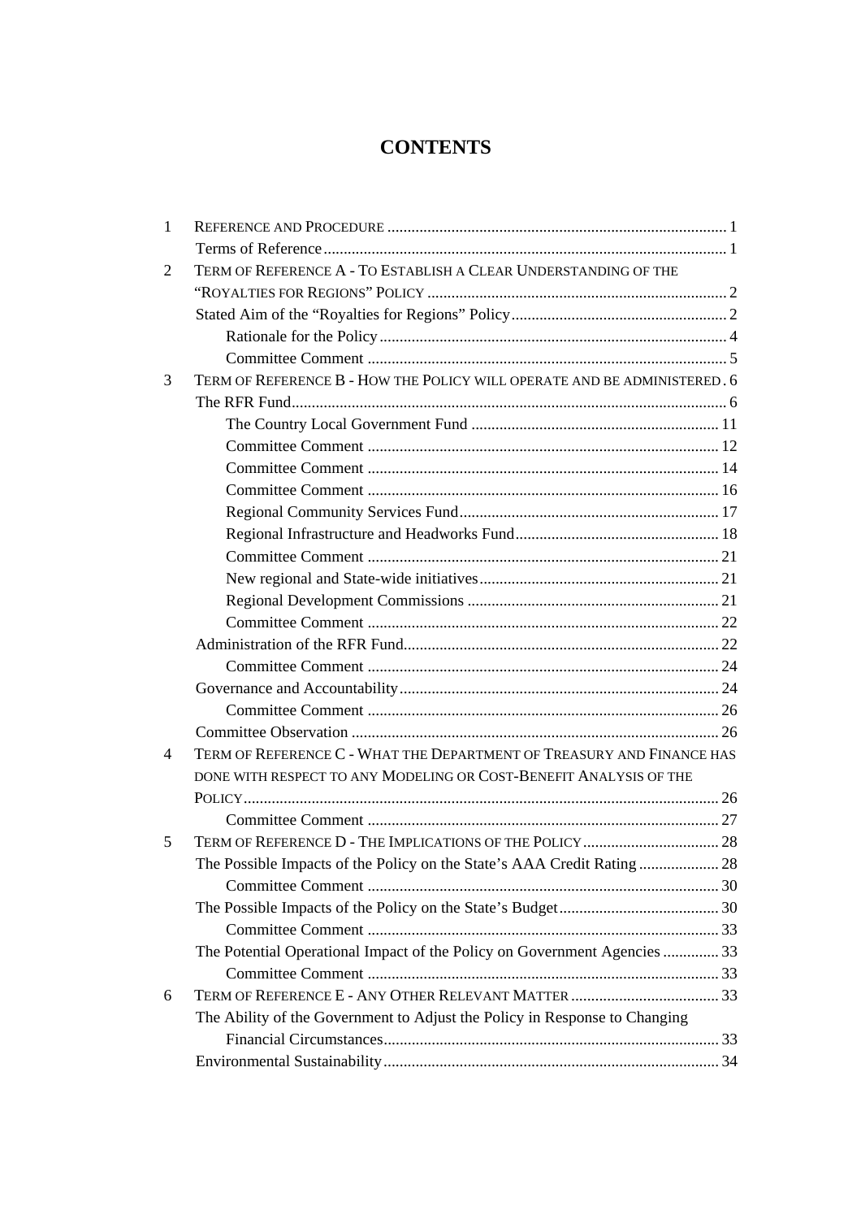# CONTENTS

| | | |
|---|---|---|
| 1 | REFERENCE AND PROCEDURE | 1 |
| | Terms of Reference | 1 |
| 2 | TERM OF REFERENCE A - TO ESTABLISH A CLEAR UNDERSTANDING OF THE "ROYALTIES FOR REGIONS" POLICY | 2 |
| | Stated Aim of the "Royalties for Regions" Policy | 2 |
| | Rationale for the Policy | 4 |
| | Committee Comment | 5 |
| 3 | TERM OF REFERENCE B - HOW THE POLICY WILL OPERATE AND BE ADMINISTERED | 6 |
| | The RFR Fund | 6 |
| | The Country Local Government Fund | 11 |
| | Committee Comment | 12 |
| | Committee Comment | 14 |
| | Committee Comment | 16 |
| | Regional Community Services Fund | 17 |
| | Regional Infrastructure and Headworks Fund | 18 |
| | Committee Comment | 21 |
| | New regional and State-wide initiatives | 21 |
| | Regional Development Commissions | 21 |
| | Committee Comment | 22 |
| | Administration of the RFR Fund | 22 |
| | Committee Comment | 24 |
| | Governance and Accountability | 24 |
| | Committee Comment | 26 |
| | Committee Observation | 26 |
| 4 | TERM OF REFERENCE C - WHAT THE DEPARTMENT OF TREASURY AND FINANCE HAS DONE WITH RESPECT TO ANY MODELING OR COST-BENEFIT ANALYSIS OF THE POLICY | 26 |
| | Committee Comment | 27 |
| 5 | TERM OF REFERENCE D - THE IMPLICATIONS OF THE POLICY | 28 |
| | The Possible Impacts of the Policy on the State's AAA Credit Rating | 28 |
| | Committee Comment | 30 |
| | The Possible Impacts of the Policy on the State's Budget | 30 |
| | Committee Comment | 33 |
| | The Potential Operational Impact of the Policy on Government Agencies | 33 |
| | Committee Comment | 33 |
| 6 | TERM OF REFERENCE E - ANY OTHER RELEVANT MATTER | 33 |
| | The Ability of the Government to Adjust the Policy in Response to Changing Financial Circumstances | 33 |
| | Environmental Sustainability | 34 |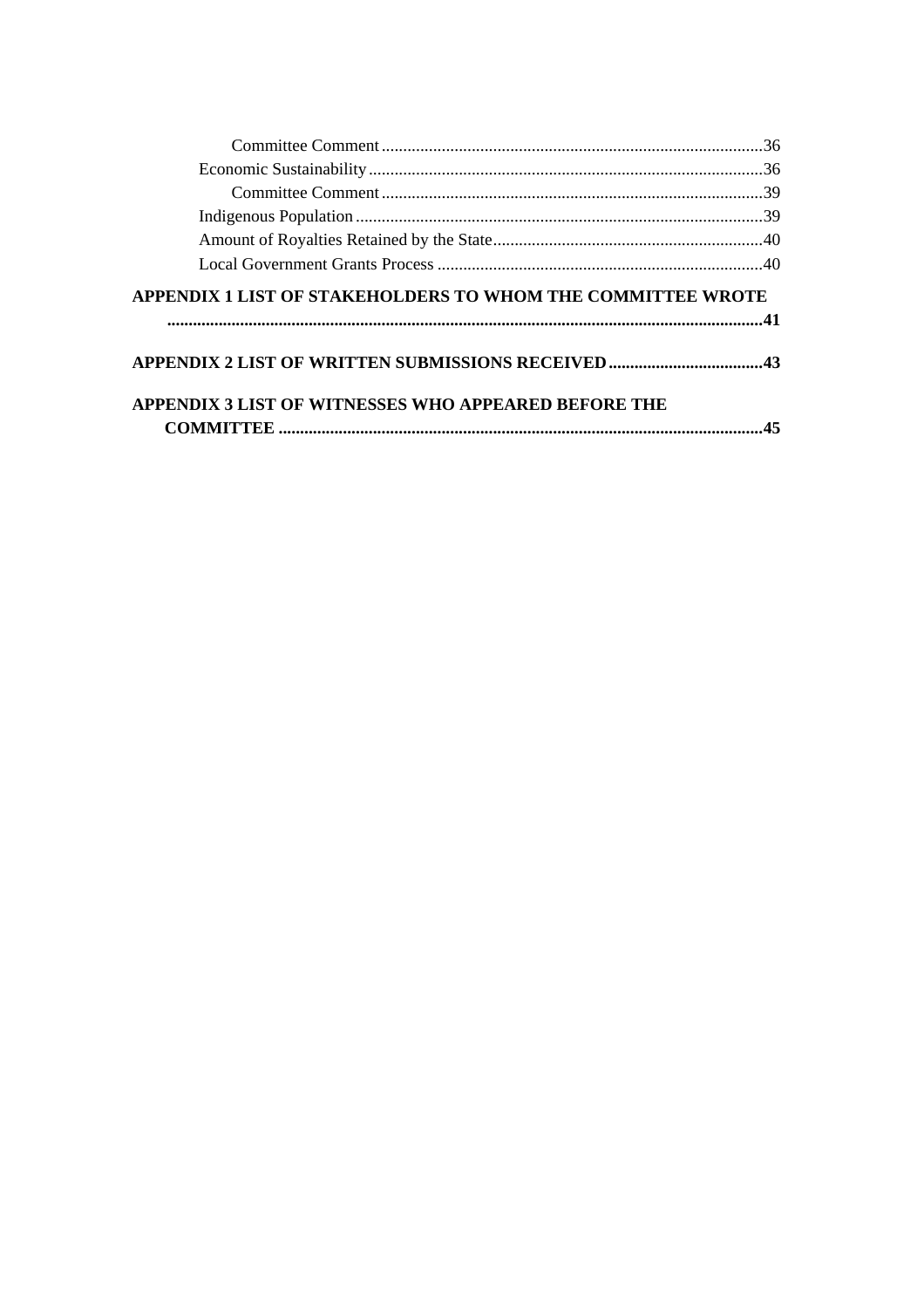Committee Comment ........................................................................................36

Economic Sustainability ...........................................................................................36

Committee Comment ........................................................................................39

Indigenous Population ..............................................................................................39

Amount of Royalties Retained by the State ..............................................................40

Local Government Grants Process ...........................................................................40

**APPENDIX 1 LIST OF STAKEHOLDERS TO WHOM THE COMMITTEE WROTE ..........................................................................................................................41**

**APPENDIX 2 LIST OF WRITTEN SUBMISSIONS RECEIVED ....................................43**

**APPENDIX 3 LIST OF WITNESSES WHO APPEARED BEFORE THE COMMITTEE ...............................................................................................................45**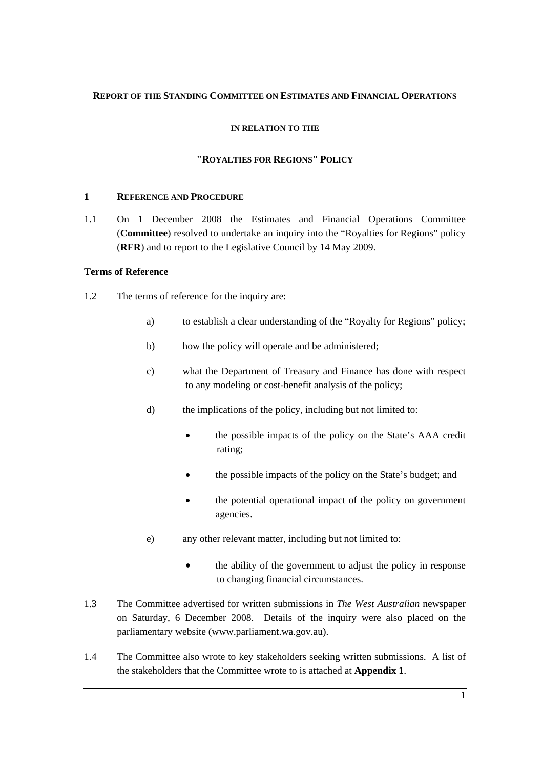**REPORT OF THE STANDING COMMITTEE ON ESTIMATES AND FINANCIAL OPERATIONS**

**IN RELATION TO THE**

**"ROYALTIES FOR REGIONS" POLICY**

---

## 1 REFERENCE AND PROCEDURE

1.1 On 1 December 2008 the Estimates and Financial Operations Committee (**Committee**) resolved to undertake an inquiry into the "Royalties for Regions" policy (**RFR**) and to report to the Legislative Council by 14 May 2009.

### Terms of Reference

1.2 The terms of reference for the inquiry are:

a) to establish a clear understanding of the "Royalty for Regions" policy;

b) how the policy will operate and be administered;

c) what the Department of Treasury and Finance has done with respect to any modeling or cost-benefit analysis of the policy;

d) the implications of the policy, including but not limited to:

- the possible impacts of the policy on the State's AAA credit rating;
- the possible impacts of the policy on the State's budget; and
- the potential operational impact of the policy on government agencies.

e) any other relevant matter, including but not limited to:

- the ability of the government to adjust the policy in response to changing financial circumstances.

1.3 The Committee advertised for written submissions in *The West Australian* newspaper on Saturday, 6 December 2008. Details of the inquiry were also placed on the parliamentary website (www.parliament.wa.gov.au).

1.4 The Committee also wrote to key stakeholders seeking written submissions. A list of the stakeholders that the Committee wrote to is attached at **Appendix 1**.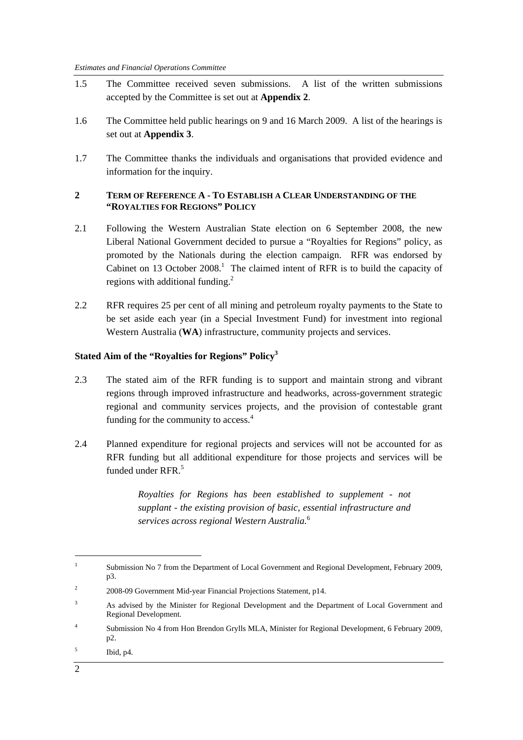1.5 The Committee received seven submissions. A list of the written submissions accepted by the Committee is set out at **Appendix 2**.

1.6 The Committee held public hearings on 9 and 16 March 2009. A list of the hearings is set out at **Appendix 3**.

1.7 The Committee thanks the individuals and organisations that provided evidence and information for the inquiry.

## 2 TERM OF REFERENCE A - TO ESTABLISH A CLEAR UNDERSTANDING OF THE "ROYALTIES FOR REGIONS" POLICY

2.1 Following the Western Australian State election on 6 September 2008, the new Liberal National Government decided to pursue a "Royalties for Regions" policy, as promoted by the Nationals during the election campaign. RFR was endorsed by Cabinet on 13 October 2008.[1] The claimed intent of RFR is to build the capacity of regions with additional funding.[2]

2.2 RFR requires 25 per cent of all mining and petroleum royalty payments to the State to be set aside each year (in a Special Investment Fund) for investment into regional Western Australia (**WA**) infrastructure, community projects and services.

### Stated Aim of the "Royalties for Regions" Policy[3]

2.3 The stated aim of the RFR funding is to support and maintain strong and vibrant regions through improved infrastructure and headworks, across-government strategic regional and community services projects, and the provision of contestable grant funding for the community to access.[4]

2.4 Planned expenditure for regional projects and services will not be accounted for as RFR funding but all additional expenditure for those projects and services will be funded under RFR.[5]

> *Royalties for Regions has been established to supplement - not supplant - the existing provision of basic, essential infrastructure and services across regional Western Australia.*[6]

---

[1] Submission No 7 from the Department of Local Government and Regional Development, February 2009, p3.

[2] 2008-09 Government Mid-year Financial Projections Statement, p14.

[3] As advised by the Minister for Regional Development and the Department of Local Government and Regional Development.

[4] Submission No 4 from Hon Brendon Grylls MLA, Minister for Regional Development, 6 February 2009, p2.

[5] Ibid, p4.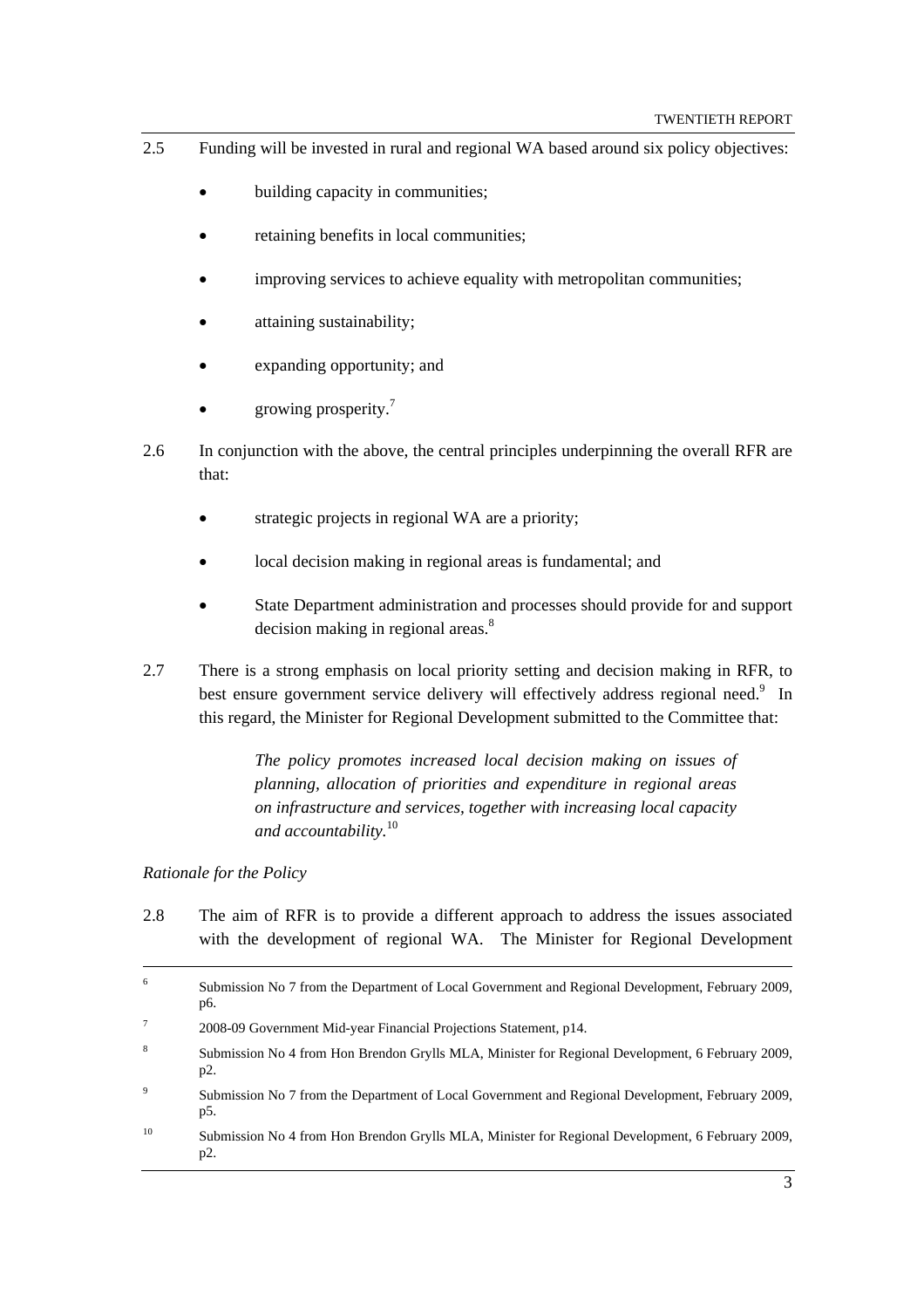2.5 Funding will be invested in rural and regional WA based around six policy objectives:

- building capacity in communities;
- retaining benefits in local communities;
- improving services to achieve equality with metropolitan communities;
- attaining sustainability;
- expanding opportunity; and
- growing prosperity.[7]

2.6 In conjunction with the above, the central principles underpinning the overall RFR are that:

- strategic projects in regional WA are a priority;
- local decision making in regional areas is fundamental; and
- State Department administration and processes should provide for and support decision making in regional areas.[8]

2.7 There is a strong emphasis on local priority setting and decision making in RFR, to best ensure government service delivery will effectively address regional need.[9] In this regard, the Minister for Regional Development submitted to the Committee that:

> *The policy promotes increased local decision making on issues of planning, allocation of priorities and expenditure in regional areas on infrastructure and services, together with increasing local capacity and accountability.*[10]

*Rationale for the Policy*

2.8 The aim of RFR is to provide a different approach to address the issues associated with the development of regional WA. The Minister for Regional Development

---

[6] Submission No 7 from the Department of Local Government and Regional Development, February 2009, p6.

[7] 2008-09 Government Mid-year Financial Projections Statement, p14.

[8] Submission No 4 from Hon Brendon Grylls MLA, Minister for Regional Development, 6 February 2009, p2.

[9] Submission No 7 from the Department of Local Government and Regional Development, February 2009, p5.

[10] Submission No 4 from Hon Brendon Grylls MLA, Minister for Regional Development, 6 February 2009, p2.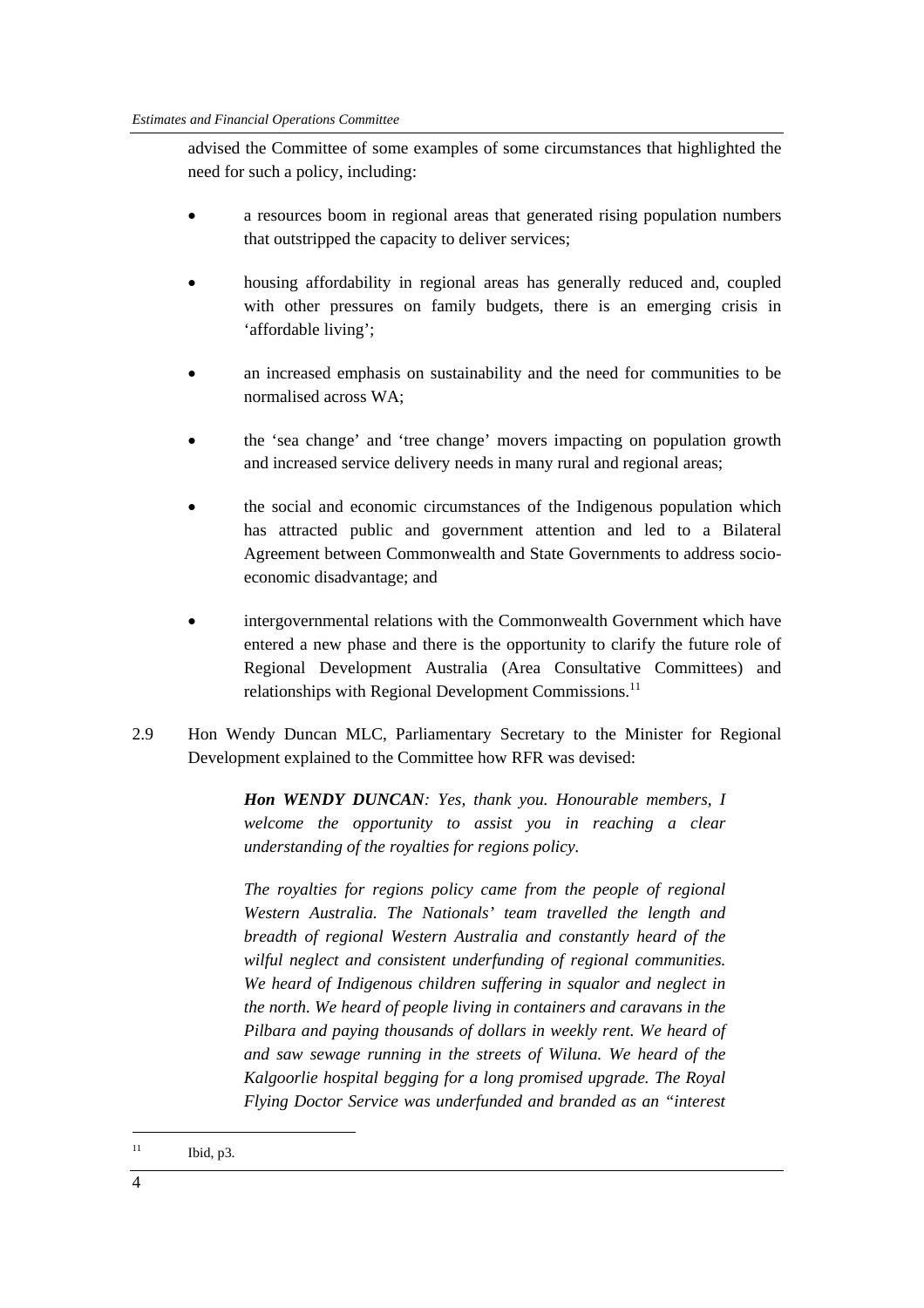advised the Committee of some examples of some circumstances that highlighted the need for such a policy, including:

- a resources boom in regional areas that generated rising population numbers that outstripped the capacity to deliver services;
- housing affordability in regional areas has generally reduced and, coupled with other pressures on family budgets, there is an emerging crisis in 'affordable living';
- an increased emphasis on sustainability and the need for communities to be normalised across WA;
- the 'sea change' and 'tree change' movers impacting on population growth and increased service delivery needs in many rural and regional areas;
- the social and economic circumstances of the Indigenous population which has attracted public and government attention and led to a Bilateral Agreement between Commonwealth and State Governments to address socio-economic disadvantage; and
- intergovernmental relations with the Commonwealth Government which have entered a new phase and there is the opportunity to clarify the future role of Regional Development Australia (Area Consultative Committees) and relationships with Regional Development Commissions.[11]

2.9 Hon Wendy Duncan MLC, Parliamentary Secretary to the Minister for Regional Development explained to the Committee how RFR was devised:

> ***Hon WENDY DUNCAN****: Yes, thank you. Honourable members, I welcome the opportunity to assist you in reaching a clear understanding of the royalties for regions policy.*
>
> *The royalties for regions policy came from the people of regional Western Australia. The Nationals' team travelled the length and breadth of regional Western Australia and constantly heard of the wilful neglect and consistent underfunding of regional communities. We heard of Indigenous children suffering in squalor and neglect in the north. We heard of people living in containers and caravans in the Pilbara and paying thousands of dollars in weekly rent. We heard of and saw sewage running in the streets of Wiluna. We heard of the Kalgoorlie hospital begging for a long promised upgrade. The Royal Flying Doctor Service was underfunded and branded as an "interest*

---

[11] Ibid, p3.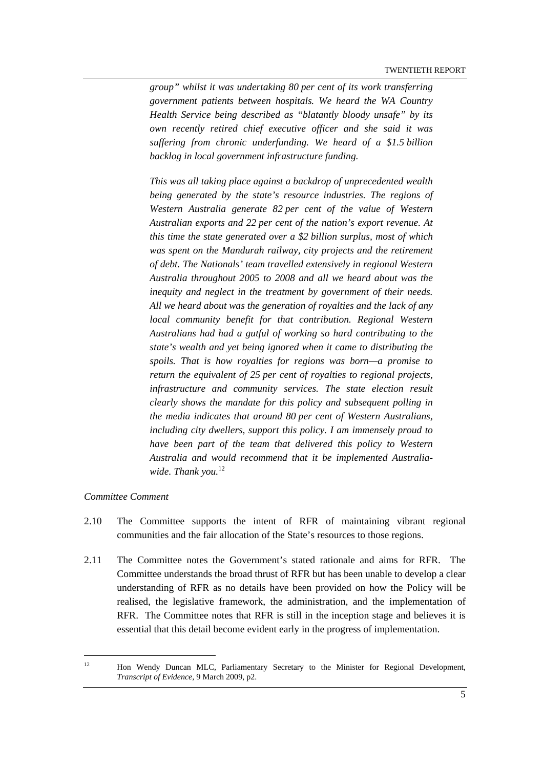*group" whilst it was undertaking 80 per cent of its work transferring government patients between hospitals. We heard the WA Country Health Service being described as "blatantly bloody unsafe" by its own recently retired chief executive officer and she said it was suffering from chronic underfunding. We heard of a $1.5 billion backlog in local government infrastructure funding.*

*This was all taking place against a backdrop of unprecedented wealth being generated by the state's resource industries. The regions of Western Australia generate 82 per cent of the value of Western Australian exports and 22 per cent of the nation's export revenue. At this time the state generated over a $2 billion surplus, most of which was spent on the Mandurah railway, city projects and the retirement of debt. The Nationals' team travelled extensively in regional Western Australia throughout 2005 to 2008 and all we heard about was the inequity and neglect in the treatment by government of their needs. All we heard about was the generation of royalties and the lack of any local community benefit for that contribution. Regional Western Australians had had a gutful of working so hard contributing to the state's wealth and yet being ignored when it came to distributing the spoils. That is how royalties for regions was born—a promise to return the equivalent of 25 per cent of royalties to regional projects, infrastructure and community services. The state election result clearly shows the mandate for this policy and subsequent polling in the media indicates that around 80 per cent of Western Australians, including city dwellers, support this policy. I am immensely proud to have been part of the team that delivered this policy to Western Australia and would recommend that it be implemented Australia-wide. Thank you.*[12]

*Committee Comment*

2.10 The Committee supports the intent of RFR of maintaining vibrant regional communities and the fair allocation of the State's resources to those regions.

2.11 The Committee notes the Government's stated rationale and aims for RFR. The Committee understands the broad thrust of RFR but has been unable to develop a clear understanding of RFR as no details have been provided on how the Policy will be realised, the legislative framework, the administration, and the implementation of RFR. The Committee notes that RFR is still in the inception stage and believes it is essential that this detail become evident early in the progress of implementation.

---

[12] Hon Wendy Duncan MLC, Parliamentary Secretary to the Minister for Regional Development, *Transcript of Evidence*, 9 March 2009, p2.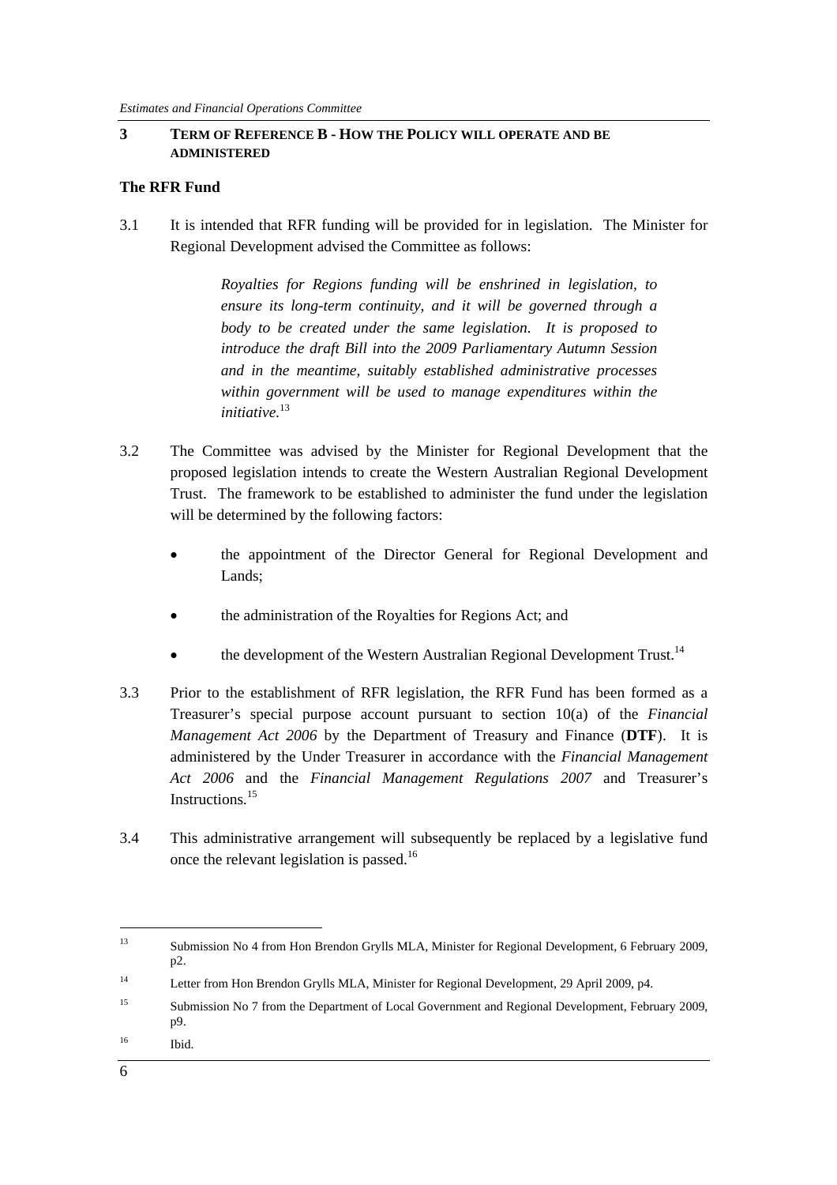## 3 TERM OF REFERENCE B - HOW THE POLICY WILL OPERATE AND BE ADMINISTERED

### The RFR Fund

3.1 It is intended that RFR funding will be provided for in legislation. The Minister for Regional Development advised the Committee as follows:

> *Royalties for Regions funding will be enshrined in legislation, to ensure its long-term continuity, and it will be governed through a body to be created under the same legislation. It is proposed to introduce the draft Bill into the 2009 Parliamentary Autumn Session and in the meantime, suitably established administrative processes within government will be used to manage expenditures within the initiative.*[13]

3.2 The Committee was advised by the Minister for Regional Development that the proposed legislation intends to create the Western Australian Regional Development Trust. The framework to be established to administer the fund under the legislation will be determined by the following factors:

- the appointment of the Director General for Regional Development and Lands;
- the administration of the Royalties for Regions Act; and
- the development of the Western Australian Regional Development Trust.[14]

3.3 Prior to the establishment of RFR legislation, the RFR Fund has been formed as a Treasurer's special purpose account pursuant to section 10(a) of the *Financial Management Act 2006* by the Department of Treasury and Finance (**DTF**). It is administered by the Under Treasurer in accordance with the *Financial Management Act 2006* and the *Financial Management Regulations 2007* and Treasurer's Instructions.[15]

3.4 This administrative arrangement will subsequently be replaced by a legislative fund once the relevant legislation is passed.[16]

---

[13] Submission No 4 from Hon Brendon Grylls MLA, Minister for Regional Development, 6 February 2009, p2.

[14] Letter from Hon Brendon Grylls MLA, Minister for Regional Development, 29 April 2009, p4.

[15] Submission No 7 from the Department of Local Government and Regional Development, February 2009, p9.

[16] Ibid.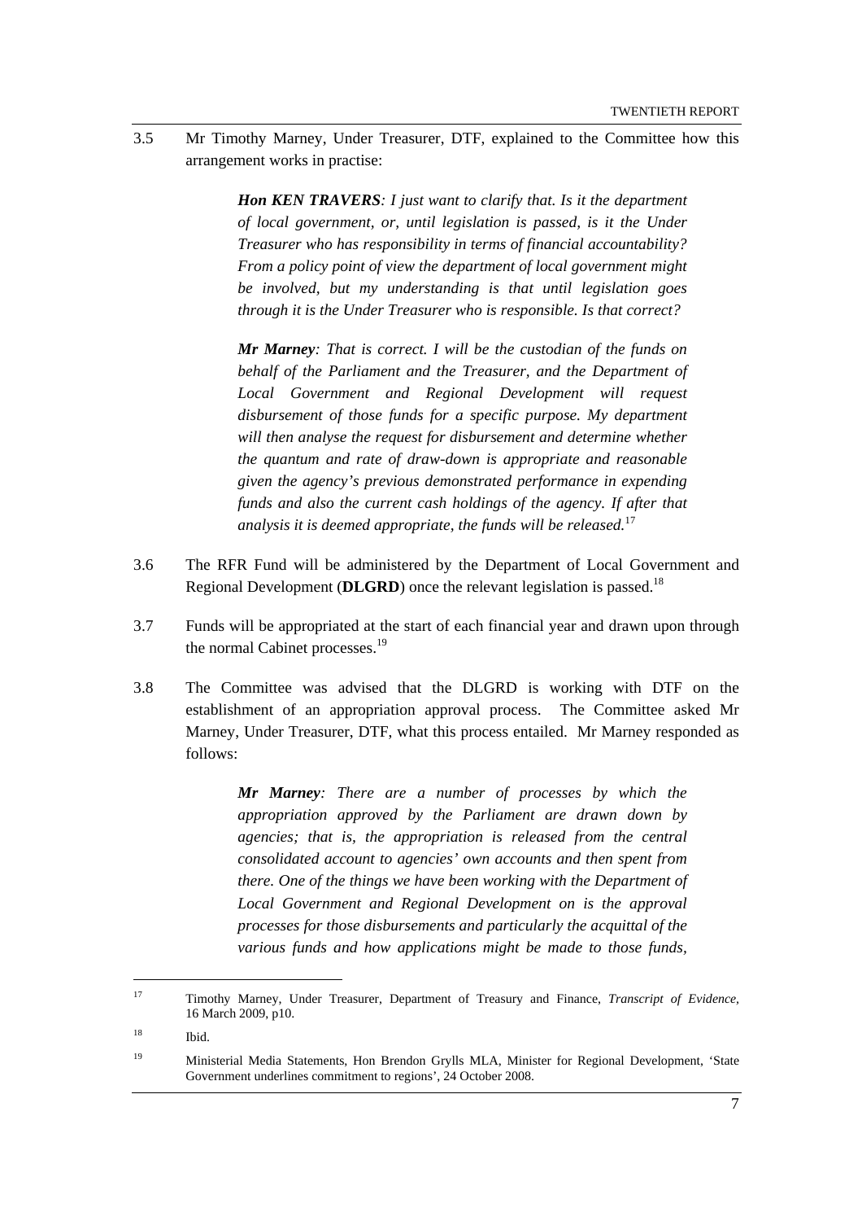3.5 Mr Timothy Marney, Under Treasurer, DTF, explained to the Committee how this arrangement works in practise:

> ***Hon KEN TRAVERS****: I just want to clarify that. Is it the department of local government, or, until legislation is passed, is it the Under Treasurer who has responsibility in terms of financial accountability? From a policy point of view the department of local government might be involved, but my understanding is that until legislation goes through it is the Under Treasurer who is responsible. Is that correct?*
>
> ***Mr Marney****: That is correct. I will be the custodian of the funds on behalf of the Parliament and the Treasurer, and the Department of Local Government and Regional Development will request disbursement of those funds for a specific purpose. My department will then analyse the request for disbursement and determine whether the quantum and rate of draw-down is appropriate and reasonable given the agency's previous demonstrated performance in expending funds and also the current cash holdings of the agency. If after that analysis it is deemed appropriate, the funds will be released.*[17]

3.6 The RFR Fund will be administered by the Department of Local Government and Regional Development (**DLGRD**) once the relevant legislation is passed.[18]

3.7 Funds will be appropriated at the start of each financial year and drawn upon through the normal Cabinet processes.[19]

3.8 The Committee was advised that the DLGRD is working with DTF on the establishment of an appropriation approval process. The Committee asked Mr Marney, Under Treasurer, DTF, what this process entailed. Mr Marney responded as follows:

> ***Mr Marney****: There are a number of processes by which the appropriation approved by the Parliament are drawn down by agencies; that is, the appropriation is released from the central consolidated account to agencies' own accounts and then spent from there. One of the things we have been working with the Department of Local Government and Regional Development on is the approval processes for those disbursements and particularly the acquittal of the various funds and how applications might be made to those funds,*

---

[17] Timothy Marney, Under Treasurer, Department of Treasury and Finance, *Transcript of Evidence*, 16 March 2009, p10.

[18] Ibid.

[19] Ministerial Media Statements, Hon Brendon Grylls MLA, Minister for Regional Development, 'State Government underlines commitment to regions', 24 October 2008.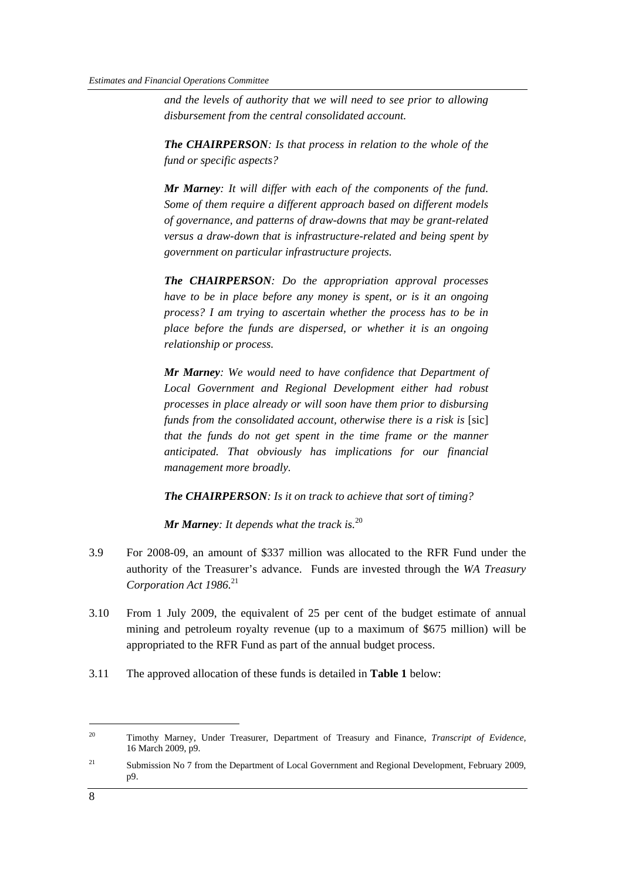*and the levels of authority that we will need to see prior to allowing disbursement from the central consolidated account.*

***The CHAIRPERSON****: Is that process in relation to the whole of the fund or specific aspects?*

***Mr Marney****: It will differ with each of the components of the fund. Some of them require a different approach based on different models of governance, and patterns of draw-downs that may be grant-related versus a draw-down that is infrastructure-related and being spent by government on particular infrastructure projects.*

***The CHAIRPERSON****: Do the appropriation approval processes have to be in place before any money is spent, or is it an ongoing process? I am trying to ascertain whether the process has to be in place before the funds are dispersed, or whether it is an ongoing relationship or process.*

***Mr Marney****: We would need to have confidence that Department of Local Government and Regional Development either had robust processes in place already or will soon have them prior to disbursing funds from the consolidated account, otherwise there is a risk is* [sic] *that the funds do not get spent in the time frame or the manner anticipated. That obviously has implications for our financial management more broadly.*

***The CHAIRPERSON****: Is it on track to achieve that sort of timing?*

***Mr Marney****: It depends what the track is.*[20]

3.9 For 2008-09, an amount of $337 million was allocated to the RFR Fund under the authority of the Treasurer's advance. Funds are invested through the *WA Treasury Corporation Act 1986*.[21]

3.10 From 1 July 2009, the equivalent of 25 per cent of the budget estimate of annual mining and petroleum royalty revenue (up to a maximum of $675 million) will be appropriated to the RFR Fund as part of the annual budget process.

3.11 The approved allocation of these funds is detailed in **Table 1** below:

---

[20] Timothy Marney, Under Treasurer, Department of Treasury and Finance, *Transcript of Evidence*, 16 March 2009, p9.

[21] Submission No 7 from the Department of Local Government and Regional Development, February 2009, p9.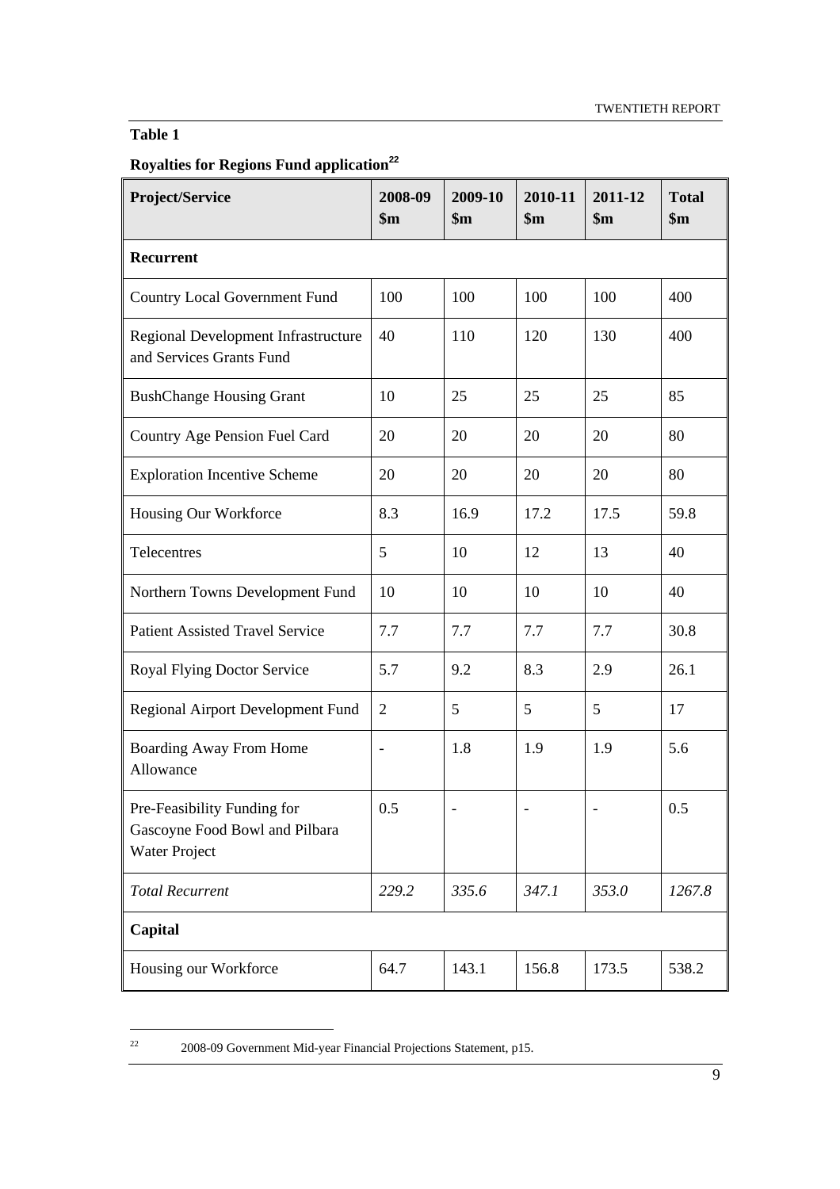**Table 1**

**Royalties for Regions Fund application**[22]

| Project/Service | 2008-09 $m | 2009-10 $m | 2010-11 $m | 2011-12 $m | Total $m |
|---|---|---|---|---|---|
| **Recurrent** | | | | | |
| Country Local Government Fund | 100 | 100 | 100 | 100 | 400 |
| Regional Development Infrastructure and Services Grants Fund | 40 | 110 | 120 | 130 | 400 |
| BushChange Housing Grant | 10 | 25 | 25 | 25 | 85 |
| Country Age Pension Fuel Card | 20 | 20 | 20 | 20 | 80 |
| Exploration Incentive Scheme | 20 | 20 | 20 | 20 | 80 |
| Housing Our Workforce | 8.3 | 16.9 | 17.2 | 17.5 | 59.8 |
| Telecentres | 5 | 10 | 12 | 13 | 40 |
| Northern Towns Development Fund | 10 | 10 | 10 | 10 | 40 |
| Patient Assisted Travel Service | 7.7 | 7.7 | 7.7 | 7.7 | 30.8 |
| Royal Flying Doctor Service | 5.7 | 9.2 | 8.3 | 2.9 | 26.1 |
| Regional Airport Development Fund | 2 | 5 | 5 | 5 | 17 |
| Boarding Away From Home Allowance | - | 1.8 | 1.9 | 1.9 | 5.6 |
| Pre-Feasibility Funding for Gascoyne Food Bowl and Pilbara Water Project | 0.5 | - | - | - | 0.5 |
| *Total Recurrent* | *229.2* | *335.6* | *347.1* | *353.0* | *1267.8* |
| **Capital** | | | | | |
| Housing our Workforce | 64.7 | 143.1 | 156.8 | 173.5 | 538.2 |

[22] 2008-09 Government Mid-year Financial Projections Statement, p15.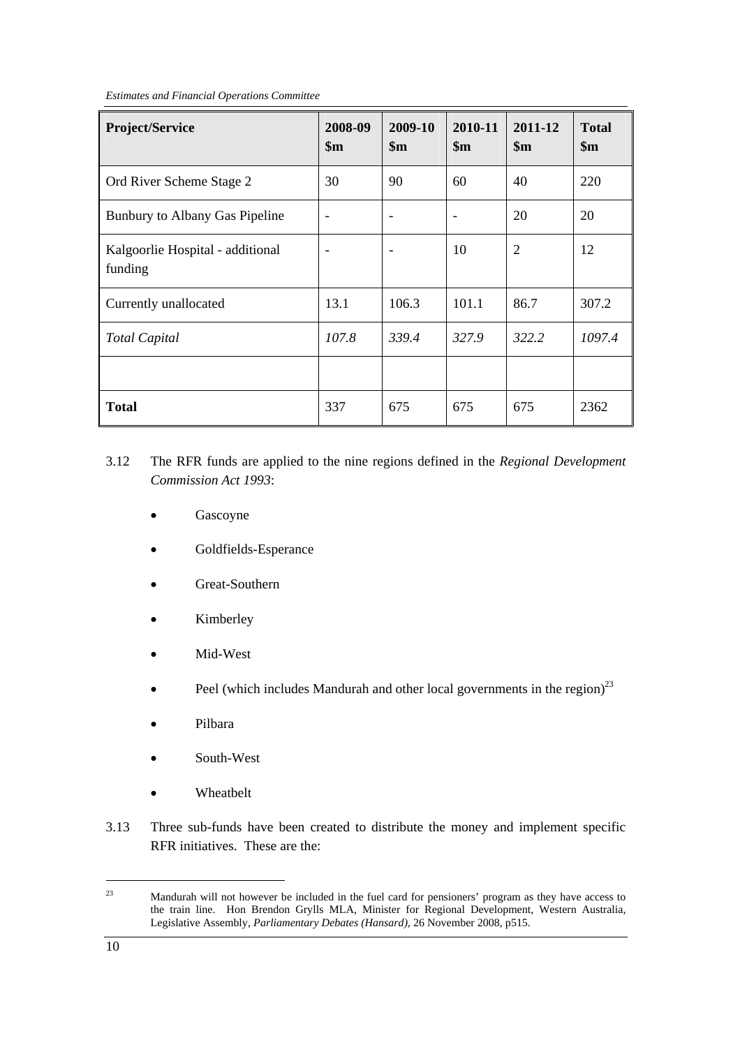| Project/Service | 2008-09 $m | 2009-10 $m | 2010-11 $m | 2011-12 $m | Total $m |
|---|---|---|---|---|---|
| Ord River Scheme Stage 2 | 30 | 90 | 60 | 40 | 220 |
| Bunbury to Albany Gas Pipeline | - | - | - | 20 | 20 |
| Kalgoorlie Hospital - additional funding | - | - | 10 | 2 | 12 |
| Currently unallocated | 13.1 | 106.3 | 101.1 | 86.7 | 307.2 |
| *Total Capital* | *107.8* | *339.4* | *327.9* | *322.2* | *1097.4* |
| | | | | | |
| **Total** | 337 | 675 | 675 | 675 | 2362 |

3.12 The RFR funds are applied to the nine regions defined in the *Regional Development Commission Act 1993*:

- Gascoyne
- Goldfields-Esperance
- Great-Southern
- Kimberley
- Mid-West
- Peel (which includes Mandurah and other local governments in the region)[23]
- Pilbara
- South-West
- Wheatbelt

3.13 Three sub-funds have been created to distribute the money and implement specific RFR initiatives. These are the:

---

[23] Mandurah will not however be included in the fuel card for pensioners' program as they have access to the train line. Hon Brendon Grylls MLA, Minister for Regional Development, Western Australia, Legislative Assembly, *Parliamentary Debates (Hansard)*, 26 November 2008, p515.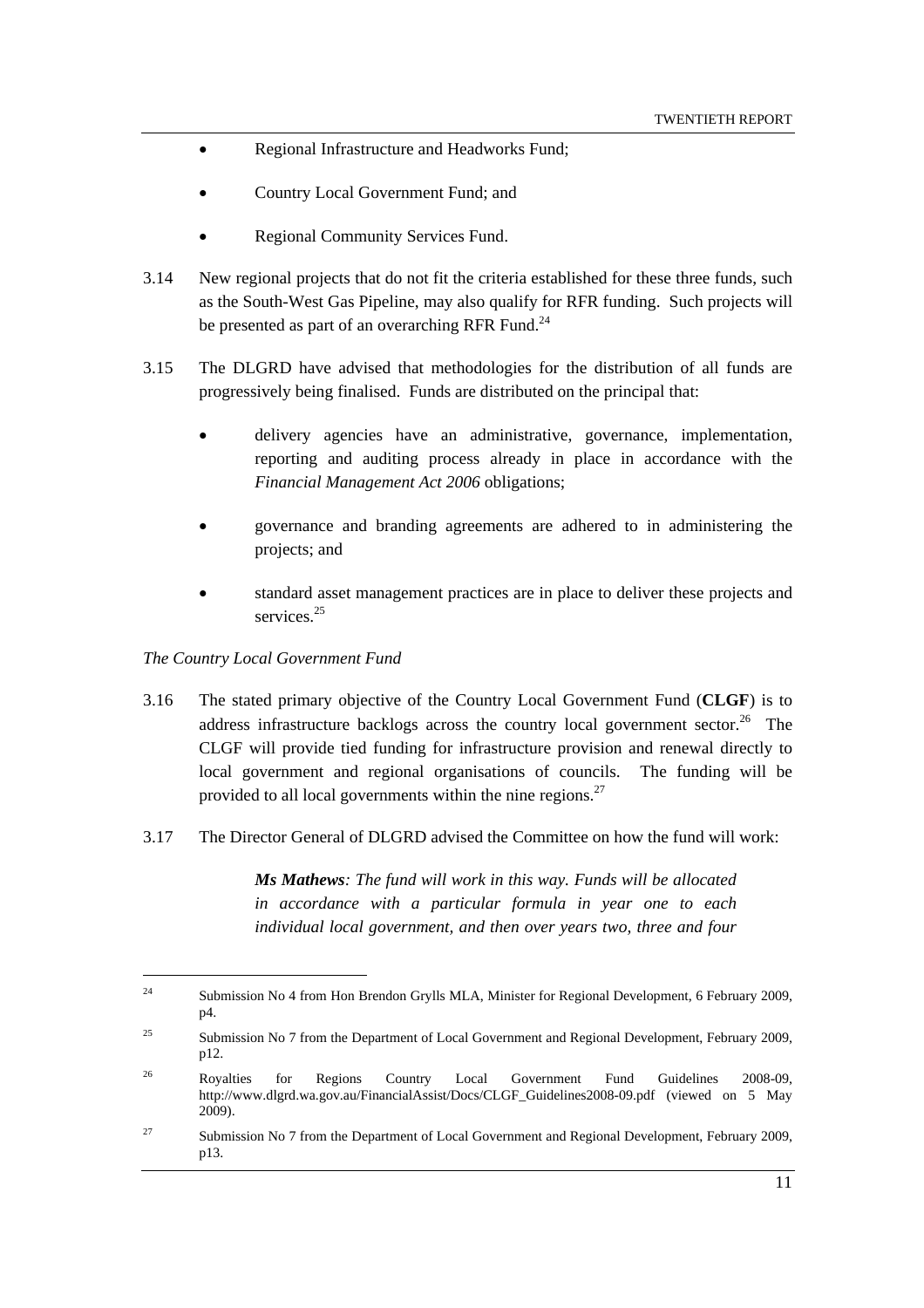- Regional Infrastructure and Headworks Fund;
- Country Local Government Fund; and
- Regional Community Services Fund.

3.14 New regional projects that do not fit the criteria established for these three funds, such as the South-West Gas Pipeline, may also qualify for RFR funding. Such projects will be presented as part of an overarching RFR Fund.[24]

3.15 The DLGRD have advised that methodologies for the distribution of all funds are progressively being finalised. Funds are distributed on the principal that:

- delivery agencies have an administrative, governance, implementation, reporting and auditing process already in place in accordance with the *Financial Management Act 2006* obligations;
- governance and branding agreements are adhered to in administering the projects; and
- standard asset management practices are in place to deliver these projects and services.[25]

*The Country Local Government Fund*

3.16 The stated primary objective of the Country Local Government Fund (**CLGF**) is to address infrastructure backlogs across the country local government sector.[26] The CLGF will provide tied funding for infrastructure provision and renewal directly to local government and regional organisations of councils. The funding will be provided to all local governments within the nine regions.[27]

3.17 The Director General of DLGRD advised the Committee on how the fund will work:

> ***Ms Mathews****: The fund will work in this way. Funds will be allocated in accordance with a particular formula in year one to each individual local government, and then over years two, three and four*

---

[24] Submission No 4 from Hon Brendon Grylls MLA, Minister for Regional Development, 6 February 2009, p4.

[25] Submission No 7 from the Department of Local Government and Regional Development, February 2009, p12.

[26] Royalties for Regions Country Local Government Fund Guidelines 2008-09, http://www.dlgrd.wa.gov.au/FinancialAssist/Docs/CLGF_Guidelines2008-09.pdf (viewed on 5 May 2009).

[27] Submission No 7 from the Department of Local Government and Regional Development, February 2009, p13.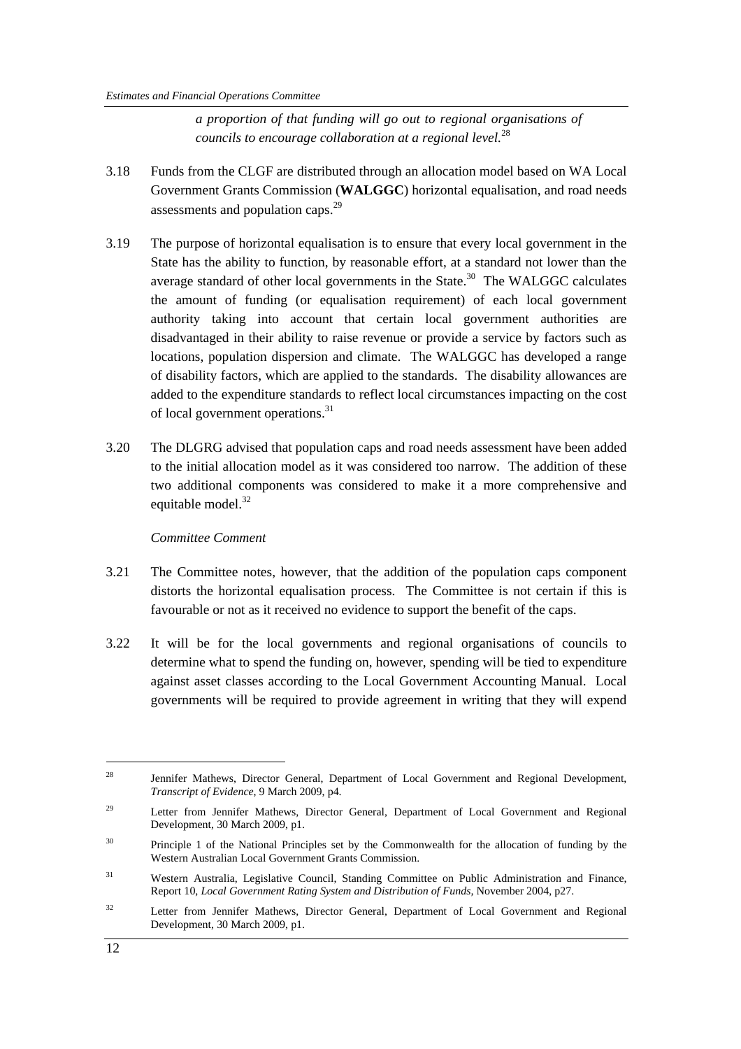*a proportion of that funding will go out to regional organisations of councils to encourage collaboration at a regional level.*[28]

3.18 Funds from the CLGF are distributed through an allocation model based on WA Local Government Grants Commission (**WALGGC**) horizontal equalisation, and road needs assessments and population caps.[29]

3.19 The purpose of horizontal equalisation is to ensure that every local government in the State has the ability to function, by reasonable effort, at a standard not lower than the average standard of other local governments in the State.[30] The WALGGC calculates the amount of funding (or equalisation requirement) of each local government authority taking into account that certain local government authorities are disadvantaged in their ability to raise revenue or provide a service by factors such as locations, population dispersion and climate. The WALGGC has developed a range of disability factors, which are applied to the standards. The disability allowances are added to the expenditure standards to reflect local circumstances impacting on the cost of local government operations.[31]

3.20 The DLGRG advised that population caps and road needs assessment have been added to the initial allocation model as it was considered too narrow. The addition of these two additional components was considered to make it a more comprehensive and equitable model.[32]

*Committee Comment*

3.21 The Committee notes, however, that the addition of the population caps component distorts the horizontal equalisation process. The Committee is not certain if this is favourable or not as it received no evidence to support the benefit of the caps.

3.22 It will be for the local governments and regional organisations of councils to determine what to spend the funding on, however, spending will be tied to expenditure against asset classes according to the Local Government Accounting Manual. Local governments will be required to provide agreement in writing that they will expend

---

[28] Jennifer Mathews, Director General, Department of Local Government and Regional Development, *Transcript of Evidence,* 9 March 2009, p4.

[29] Letter from Jennifer Mathews, Director General, Department of Local Government and Regional Development, 30 March 2009, p1.

[30] Principle 1 of the National Principles set by the Commonwealth for the allocation of funding by the Western Australian Local Government Grants Commission.

[31] Western Australia, Legislative Council, Standing Committee on Public Administration and Finance, Report 10, *Local Government Rating System and Distribution of Funds,* November 2004, p27.

[32] Letter from Jennifer Mathews, Director General, Department of Local Government and Regional Development, 30 March 2009, p1.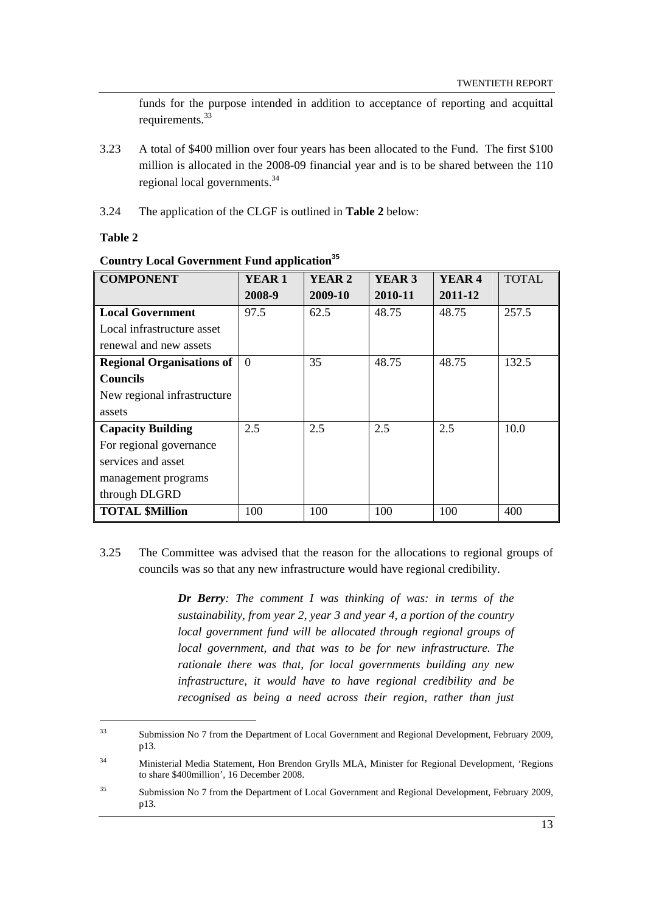funds for the purpose intended in addition to acceptance of reporting and acquittal requirements.[33]

3.23 A total of $400 million over four years has been allocated to the Fund. The first $100 million is allocated in the 2008-09 financial year and is to be shared between the 110 regional local governments.[34]

3.24 The application of the CLGF is outlined in **Table 2** below:

**Table 2**

**Country Local Government Fund application[35]**

| COMPONENT | YEAR 1 2008-9 | YEAR 2 2009-10 | YEAR 3 2010-11 | YEAR 4 2011-12 | TOTAL |
|---|---|---|---|---|---|
| **Local Government** Local infrastructure asset renewal and new assets | 97.5 | 62.5 | 48.75 | 48.75 | 257.5 |
| **Regional Organisations of Councils** New regional infrastructure assets | 0 | 35 | 48.75 | 48.75 | 132.5 |
| **Capacity Building** For regional governance services and asset management programs through DLGRD | 2.5 | 2.5 | 2.5 | 2.5 | 10.0 |
| **TOTAL $Million** | 100 | 100 | 100 | 100 | 400 |

3.25 The Committee was advised that the reason for the allocations to regional groups of councils was so that any new infrastructure would have regional credibility.

> ***Dr Berry****: The comment I was thinking of was: in terms of the sustainability, from year 2, year 3 and year 4, a portion of the country local government fund will be allocated through regional groups of local government, and that was to be for new infrastructure. The rationale there was that, for local governments building any new infrastructure, it would have to have regional credibility and be recognised as being a need across their region, rather than just*

---

[33] Submission No 7 from the Department of Local Government and Regional Development, February 2009, p13.

[34] Ministerial Media Statement, Hon Brendon Grylls MLA, Minister for Regional Development, 'Regions to share $400million', 16 December 2008.

[35] Submission No 7 from the Department of Local Government and Regional Development, February 2009, p13.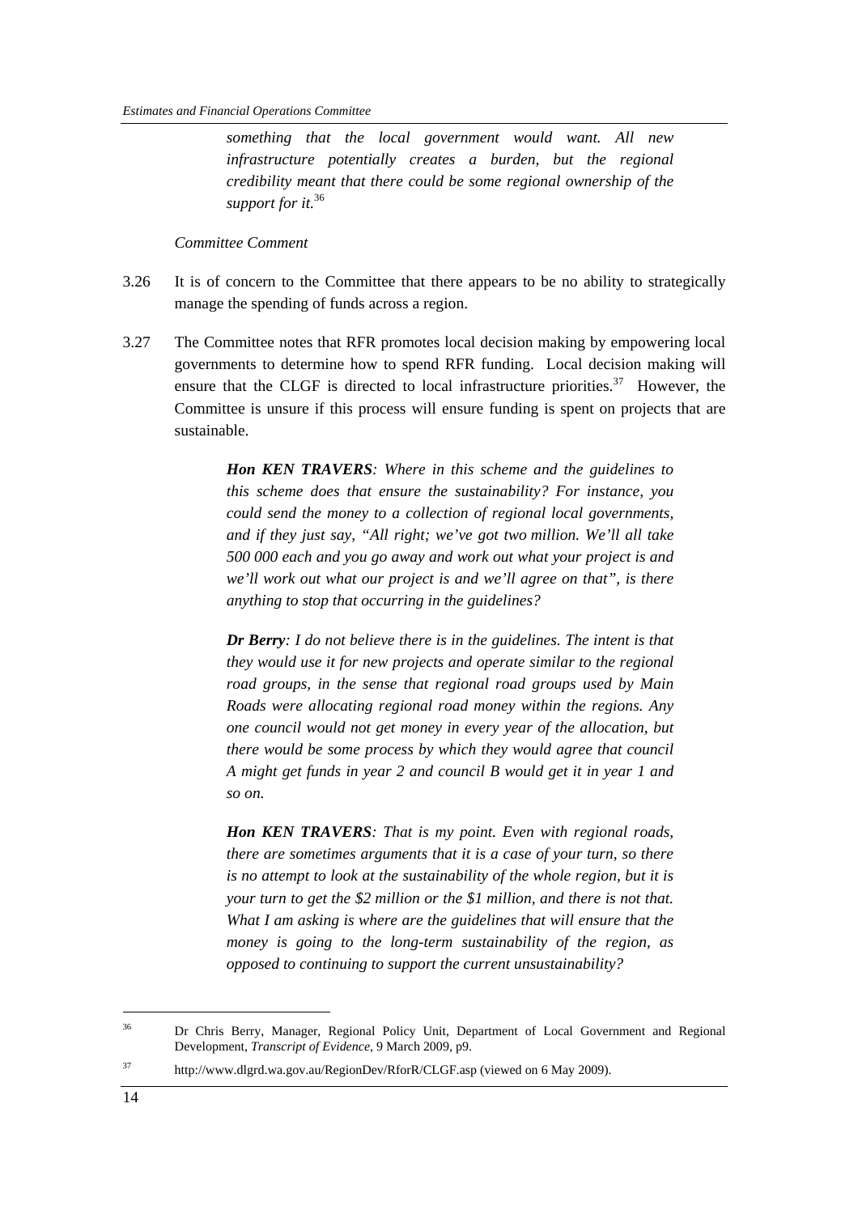*something that the local government would want. All new infrastructure potentially creates a burden, but the regional credibility meant that there could be some regional ownership of the support for it.*[36]

*Committee Comment*

3.26 It is of concern to the Committee that there appears to be no ability to strategically manage the spending of funds across a region.

3.27 The Committee notes that RFR promotes local decision making by empowering local governments to determine how to spend RFR funding. Local decision making will ensure that the CLGF is directed to local infrastructure priorities.[37] However, the Committee is unsure if this process will ensure funding is spent on projects that are sustainable.

> ***Hon KEN TRAVERS****: Where in this scheme and the guidelines to this scheme does that ensure the sustainability? For instance, you could send the money to a collection of regional local governments, and if they just say, "All right; we've got two million. We'll all take 500 000 each and you go away and work out what your project is and we'll work out what our project is and we'll agree on that", is there anything to stop that occurring in the guidelines?*
>
> ***Dr Berry****: I do not believe there is in the guidelines. The intent is that they would use it for new projects and operate similar to the regional road groups, in the sense that regional road groups used by Main Roads were allocating regional road money within the regions. Any one council would not get money in every year of the allocation, but there would be some process by which they would agree that council A might get funds in year 2 and council B would get it in year 1 and so on.*
>
> ***Hon KEN TRAVERS****: That is my point. Even with regional roads, there are sometimes arguments that it is a case of your turn, so there is no attempt to look at the sustainability of the whole region, but it is your turn to get the $2 million or the $1 million, and there is not that. What I am asking is where are the guidelines that will ensure that the money is going to the long-term sustainability of the region, as opposed to continuing to support the current unsustainability?*

---

[36] Dr Chris Berry, Manager, Regional Policy Unit, Department of Local Government and Regional Development, *Transcript of Evidence*, 9 March 2009, p9.

[37] http://www.dlgrd.wa.gov.au/RegionDev/RforR/CLGF.asp (viewed on 6 May 2009).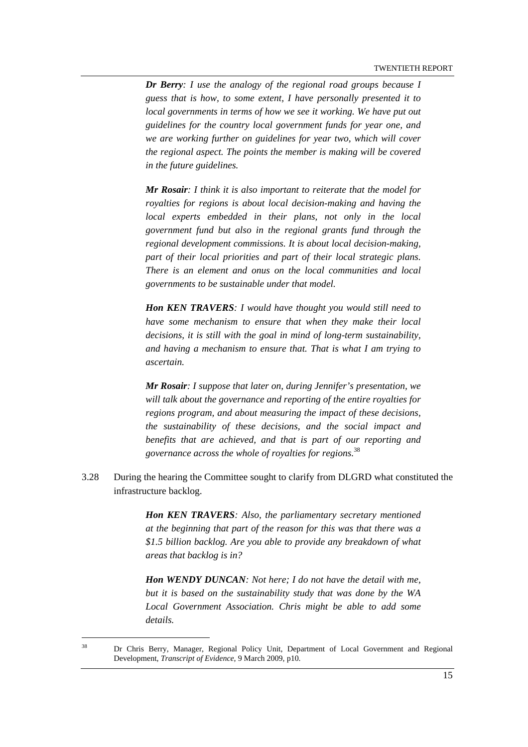> ***Dr Berry**: I use the analogy of the regional road groups because I guess that is how, to some extent, I have personally presented it to local governments in terms of how we see it working. We have put out guidelines for the country local government funds for year one, and we are working further on guidelines for year two, which will cover the regional aspect. The points the member is making will be covered in the future guidelines.*
>
> ***Mr Rosair**: I think it is also important to reiterate that the model for royalties for regions is about local decision-making and having the local experts embedded in their plans, not only in the local government fund but also in the regional grants fund through the regional development commissions. It is about local decision-making, part of their local priorities and part of their local strategic plans. There is an element and onus on the local communities and local governments to be sustainable under that model.*
>
> ***Hon KEN TRAVERS**: I would have thought you would still need to have some mechanism to ensure that when they make their local decisions, it is still with the goal in mind of long-term sustainability, and having a mechanism to ensure that. That is what I am trying to ascertain.*
>
> ***Mr Rosair**: I suppose that later on, during Jennifer's presentation, we will talk about the governance and reporting of the entire royalties for regions program, and about measuring the impact of these decisions, the sustainability of these decisions, and the social impact and benefits that are achieved, and that is part of our reporting and governance across the whole of royalties for regions.*[38]

3.28 During the hearing the Committee sought to clarify from DLGRD what constituted the infrastructure backlog.

> ***Hon KEN TRAVERS**: Also, the parliamentary secretary mentioned at the beginning that part of the reason for this was that there was a $1.5 billion backlog. Are you able to provide any breakdown of what areas that backlog is in?*
>
> ***Hon WENDY DUNCAN**: Not here; I do not have the detail with me, but it is based on the sustainability study that was done by the WA Local Government Association. Chris might be able to add some details.*

---

[38] Dr Chris Berry, Manager, Regional Policy Unit, Department of Local Government and Regional Development, *Transcript of Evidence*, 9 March 2009, p10.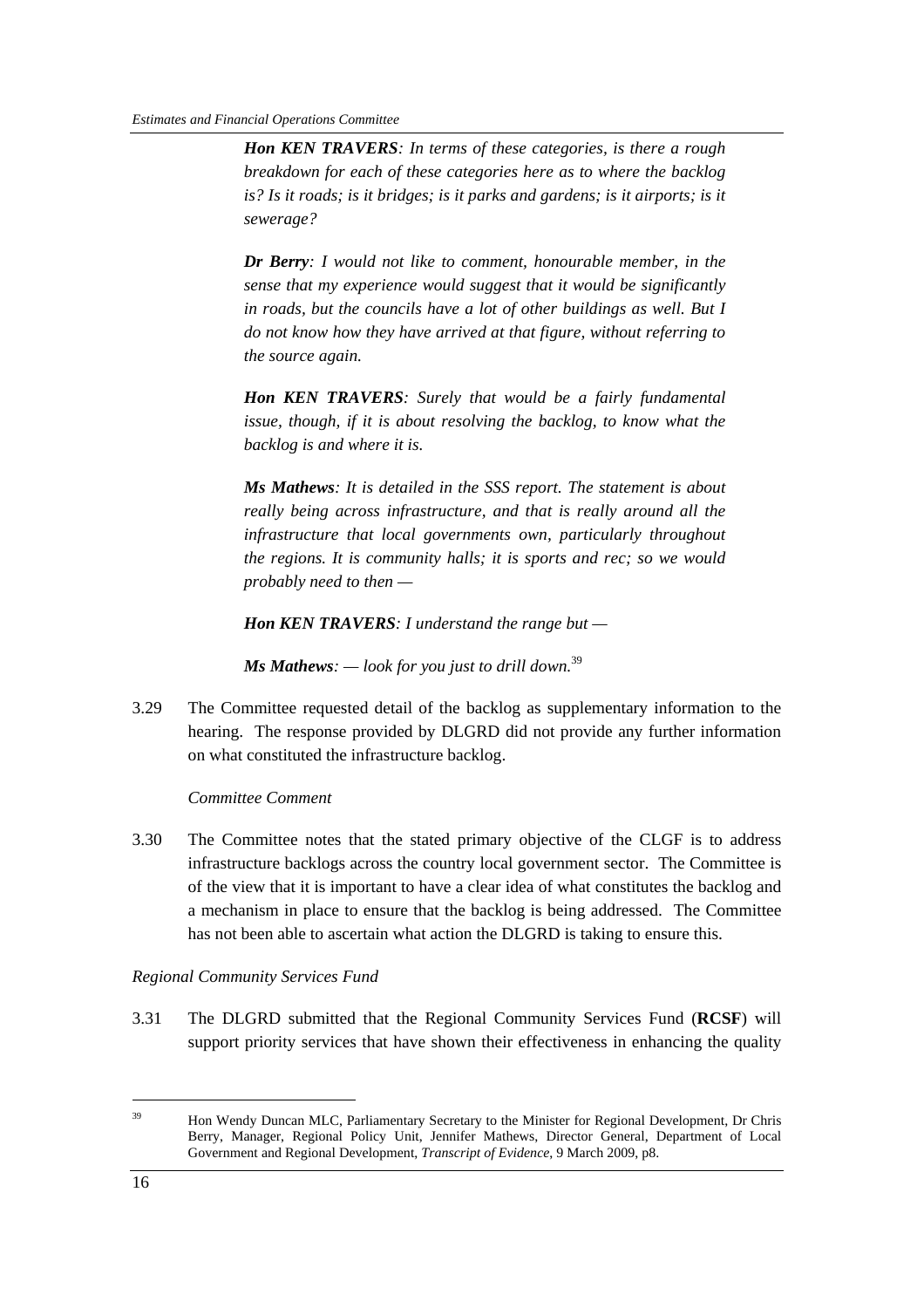***Hon KEN TRAVERS**: In terms of these categories, is there a rough breakdown for each of these categories here as to where the backlog is? Is it roads; is it bridges; is it parks and gardens; is it airports; is it sewerage?*

***Dr Berry**: I would not like to comment, honourable member, in the sense that my experience would suggest that it would be significantly in roads, but the councils have a lot of other buildings as well. But I do not know how they have arrived at that figure, without referring to the source again.*

***Hon KEN TRAVERS**: Surely that would be a fairly fundamental issue, though, if it is about resolving the backlog, to know what the backlog is and where it is.*

***Ms Mathews**: It is detailed in the SSS report. The statement is about really being across infrastructure, and that is really around all the infrastructure that local governments own, particularly throughout the regions. It is community halls; it is sports and rec; so we would probably need to then —*

***Hon KEN TRAVERS**: I understand the range but —*

***Ms Mathews**: — look for you just to drill down.*[39]

3.29 The Committee requested detail of the backlog as supplementary information to the hearing. The response provided by DLGRD did not provide any further information on what constituted the infrastructure backlog.

*Committee Comment*

3.30 The Committee notes that the stated primary objective of the CLGF is to address infrastructure backlogs across the country local government sector. The Committee is of the view that it is important to have a clear idea of what constitutes the backlog and a mechanism in place to ensure that the backlog is being addressed. The Committee has not been able to ascertain what action the DLGRD is taking to ensure this.

*Regional Community Services Fund*

3.31 The DLGRD submitted that the Regional Community Services Fund (**RCSF**) will support priority services that have shown their effectiveness in enhancing the quality

---

[39] Hon Wendy Duncan MLC, Parliamentary Secretary to the Minister for Regional Development, Dr Chris Berry, Manager, Regional Policy Unit, Jennifer Mathews, Director General, Department of Local Government and Regional Development, *Transcript of Evidence*, 9 March 2009, p8.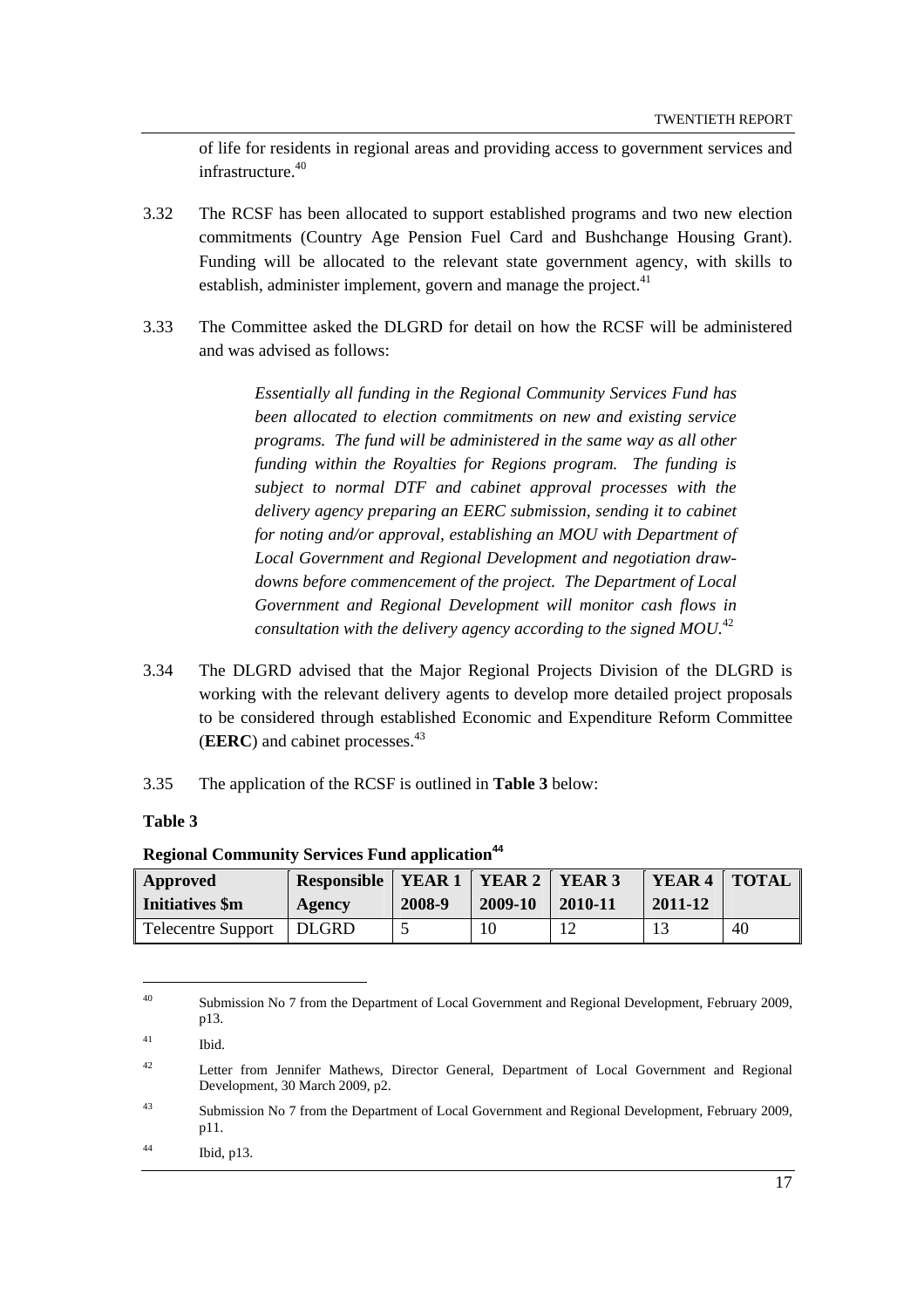of life for residents in regional areas and providing access to government services and infrastructure.[40]

3.32 The RCSF has been allocated to support established programs and two new election commitments (Country Age Pension Fuel Card and Bushchange Housing Grant). Funding will be allocated to the relevant state government agency, with skills to establish, administer implement, govern and manage the project.[41]

3.33 The Committee asked the DLGRD for detail on how the RCSF will be administered and was advised as follows:

> *Essentially all funding in the Regional Community Services Fund has been allocated to election commitments on new and existing service programs. The fund will be administered in the same way as all other funding within the Royalties for Regions program. The funding is subject to normal DTF and cabinet approval processes with the delivery agency preparing an EERC submission, sending it to cabinet for noting and/or approval, establishing an MOU with Department of Local Government and Regional Development and negotiation draw-downs before commencement of the project. The Department of Local Government and Regional Development will monitor cash flows in consultation with the delivery agency according to the signed MOU.*[42]

3.34 The DLGRD advised that the Major Regional Projects Division of the DLGRD is working with the relevant delivery agents to develop more detailed project proposals to be considered through established Economic and Expenditure Reform Committee (**EERC**) and cabinet processes.[43]

3.35 The application of the RCSF is outlined in **Table 3** below:

**Table 3**

**Regional Community Services Fund application**[44]

| Approved Initiatives $m | Responsible Agency | YEAR 1 2008-9 | YEAR 2 2009-10 | YEAR 3 2010-11 | YEAR 4 2011-12 | TOTAL |
|---|---|---|---|---|---|---|
| Telecentre Support | DLGRD | 5 | 10 | 12 | 13 | 40 |

---

40 Submission No 7 from the Department of Local Government and Regional Development, February 2009, p13.

41 Ibid.

42 Letter from Jennifer Mathews, Director General, Department of Local Government and Regional Development, 30 March 2009, p2.

43 Submission No 7 from the Department of Local Government and Regional Development, February 2009, p11.

44 Ibid, p13.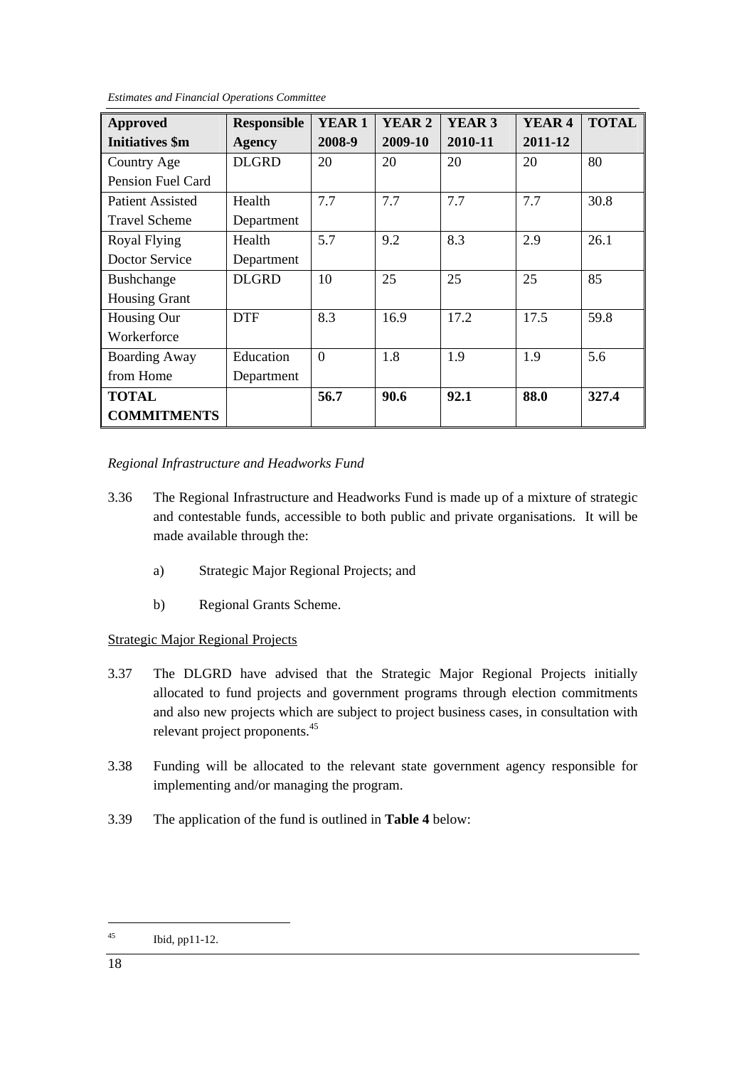| Approved Initiatives $m | Responsible Agency | YEAR 1 2008-9 | YEAR 2 2009-10 | YEAR 3 2010-11 | YEAR 4 2011-12 | TOTAL |
|---|---|---|---|---|---|---|
| Country Age Pension Fuel Card | DLGRD | 20 | 20 | 20 | 20 | 80 |
| Patient Assisted Travel Scheme | Health Department | 7.7 | 7.7 | 7.7 | 7.7 | 30.8 |
| Royal Flying Doctor Service | Health Department | 5.7 | 9.2 | 8.3 | 2.9 | 26.1 |
| Bushchange Housing Grant | DLGRD | 10 | 25 | 25 | 25 | 85 |
| Housing Our Workerforce | DTF | 8.3 | 16.9 | 17.2 | 17.5 | 59.8 |
| Boarding Away from Home | Education Department | 0 | 1.8 | 1.9 | 1.9 | 5.6 |
| **TOTAL COMMITMENTS** | | **56.7** | **90.6** | **92.1** | **88.0** | **327.4** |

*Regional Infrastructure and Headworks Fund*

3.36 The Regional Infrastructure and Headworks Fund is made up of a mixture of strategic and contestable funds, accessible to both public and private organisations. It will be made available through the:

a) Strategic Major Regional Projects; and

b) Regional Grants Scheme.

Strategic Major Regional Projects

3.37 The DLGRD have advised that the Strategic Major Regional Projects initially allocated to fund projects and government programs through election commitments and also new projects which are subject to project business cases, in consultation with relevant project proponents.[45]

3.38 Funding will be allocated to the relevant state government agency responsible for implementing and/or managing the program.

3.39 The application of the fund is outlined in **Table 4** below:

[45] Ibid, pp11-12.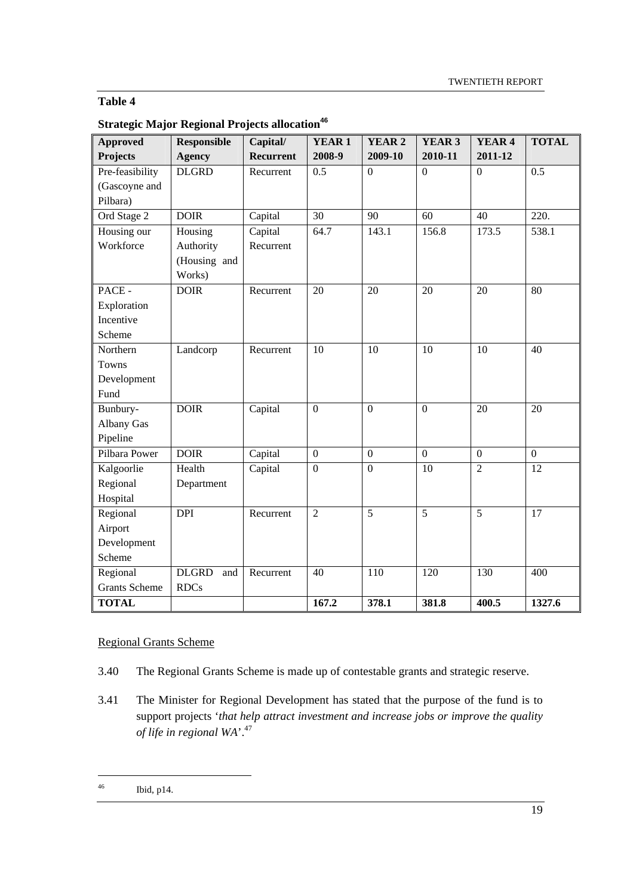**Table 4**

**Strategic Major Regional Projects allocation**[46]

| Approved Projects | Responsible Agency | Capital/ Recurrent | YEAR 1 2008-9 | YEAR 2 2009-10 | YEAR 3 2010-11 | YEAR 4 2011-12 | TOTAL |
|---|---|---|---|---|---|---|---|
| Pre-feasibility (Gascoyne and Pilbara) | DLGRD | Recurrent | 0.5 | 0 | 0 | 0 | 0.5 |
| Ord Stage 2 | DOIR | Capital | 30 | 90 | 60 | 40 | 220. |
| Housing our Workforce | Housing Authority (Housing and Works) | Capital Recurrent | 64.7 | 143.1 | 156.8 | 173.5 | 538.1 |
| PACE - Exploration Incentive Scheme | DOIR | Recurrent | 20 | 20 | 20 | 20 | 80 |
| Northern Towns Development Fund | Landcorp | Recurrent | 10 | 10 | 10 | 10 | 40 |
| Bunbury-Albany Gas Pipeline | DOIR | Capital | 0 | 0 | 0 | 20 | 20 |
| Pilbara Power | DOIR | Capital | 0 | 0 | 0 | 0 | 0 |
| Kalgoorlie Regional Hospital | Health Department | Capital | 0 | 0 | 10 | 2 | 12 |
| Regional Airport Development Scheme | DPI | Recurrent | 2 | 5 | 5 | 5 | 17 |
| Regional Grants Scheme | DLGRD and RDCs | Recurrent | 40 | 110 | 120 | 130 | 400 |
| **TOTAL** | | | **167.2** | **378.1** | **381.8** | **400.5** | **1327.6** |

Regional Grants Scheme

3.40 The Regional Grants Scheme is made up of contestable grants and strategic reserve.

3.41 The Minister for Regional Development has stated that the purpose of the fund is to support projects '*that help attract investment and increase jobs or improve the quality of life in regional WA*'.[47]

---

[46] Ibid, p14.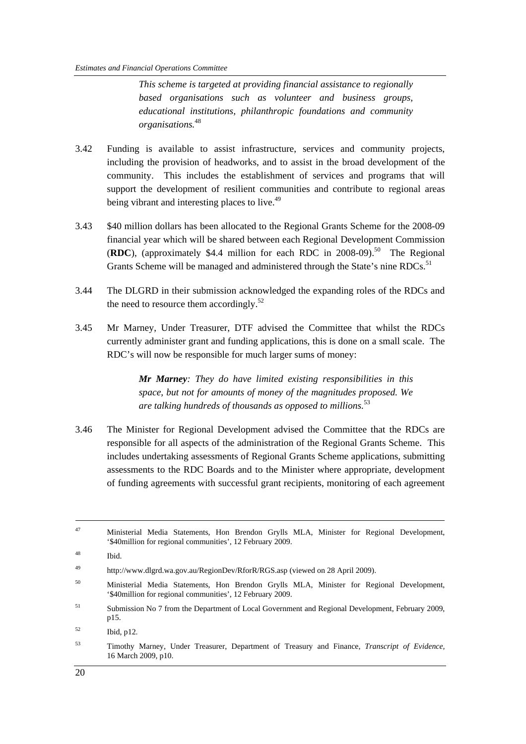> *This scheme is targeted at providing financial assistance to regionally based organisations such as volunteer and business groups, educational institutions, philanthropic foundations and community organisations.*[48]

3.42 Funding is available to assist infrastructure, services and community projects, including the provision of headworks, and to assist in the broad development of the community. This includes the establishment of services and programs that will support the development of resilient communities and contribute to regional areas being vibrant and interesting places to live.[49]

3.43 $40 million dollars has been allocated to the Regional Grants Scheme for the 2008-09 financial year which will be shared between each Regional Development Commission (**RDC**), (approximately $4.4 million for each RDC in 2008-09).[50] The Regional Grants Scheme will be managed and administered through the State's nine RDCs.[51]

3.44 The DLGRD in their submission acknowledged the expanding roles of the RDCs and the need to resource them accordingly.[52]

3.45 Mr Marney, Under Treasurer, DTF advised the Committee that whilst the RDCs currently administer grant and funding applications, this is done on a small scale. The RDC's will now be responsible for much larger sums of money:

> ***Mr Marney****: They do have limited existing responsibilities in this space, but not for amounts of money of the magnitudes proposed. We are talking hundreds of thousands as opposed to millions.*[53]

3.46 The Minister for Regional Development advised the Committee that the RDCs are responsible for all aspects of the administration of the Regional Grants Scheme. This includes undertaking assessments of Regional Grants Scheme applications, submitting assessments to the RDC Boards and to the Minister where appropriate, development of funding agreements with successful grant recipients, monitoring of each agreement

---

47 Ministerial Media Statements, Hon Brendon Grylls MLA, Minister for Regional Development, '$40million for regional communities', 12 February 2009.

48 Ibid.

49 http://www.dlgrd.wa.gov.au/RegionDev/RforR/RGS.asp (viewed on 28 April 2009).

50 Ministerial Media Statements, Hon Brendon Grylls MLA, Minister for Regional Development, '$40million for regional communities', 12 February 2009.

51 Submission No 7 from the Department of Local Government and Regional Development, February 2009, p15.

52 Ibid, p12.

53 Timothy Marney, Under Treasurer, Department of Treasury and Finance, *Transcript of Evidence,* 16 March 2009, p10.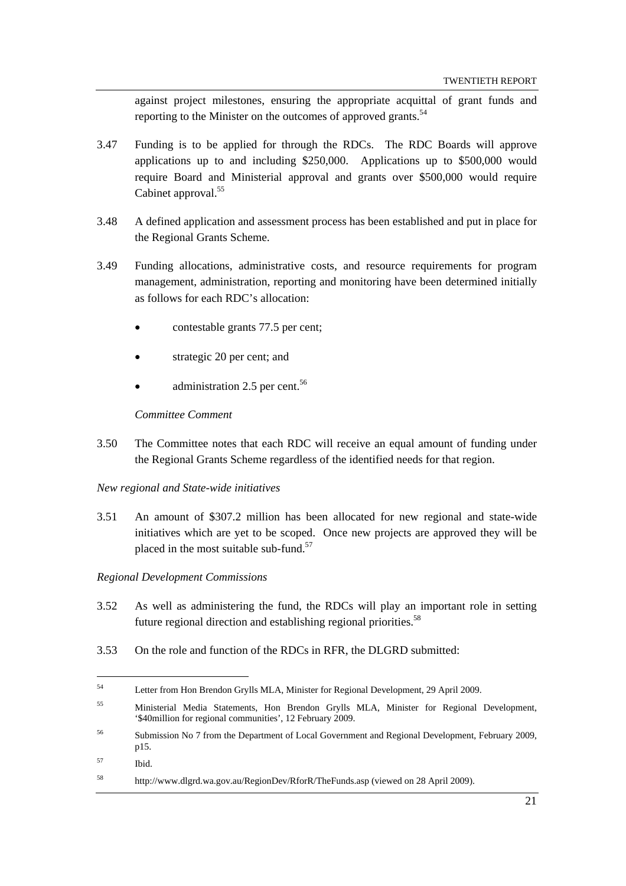against project milestones, ensuring the appropriate acquittal of grant funds and reporting to the Minister on the outcomes of approved grants.[54]

3.47 Funding is to be applied for through the RDCs. The RDC Boards will approve applications up to and including $250,000. Applications up to $500,000 would require Board and Ministerial approval and grants over $500,000 would require Cabinet approval.[55]

3.48 A defined application and assessment process has been established and put in place for the Regional Grants Scheme.

3.49 Funding allocations, administrative costs, and resource requirements for program management, administration, reporting and monitoring have been determined initially as follows for each RDC's allocation:

- contestable grants 77.5 per cent;
- strategic 20 per cent; and
- administration 2.5 per cent.[56]

*Committee Comment*

3.50 The Committee notes that each RDC will receive an equal amount of funding under the Regional Grants Scheme regardless of the identified needs for that region.

*New regional and State-wide initiatives*

3.51 An amount of $307.2 million has been allocated for new regional and state-wide initiatives which are yet to be scoped. Once new projects are approved they will be placed in the most suitable sub-fund.[57]

*Regional Development Commissions*

3.52 As well as administering the fund, the RDCs will play an important role in setting future regional direction and establishing regional priorities.[58]

3.53 On the role and function of the RDCs in RFR, the DLGRD submitted:

---

[54] Letter from Hon Brendon Grylls MLA, Minister for Regional Development, 29 April 2009.

[55] Ministerial Media Statements, Hon Brendon Grylls MLA, Minister for Regional Development, '$40million for regional communities', 12 February 2009.

[56] Submission No 7 from the Department of Local Government and Regional Development, February 2009, p15.

[57] Ibid.

[58] http://www.dlgrd.wa.gov.au/RegionDev/RforR/TheFunds.asp (viewed on 28 April 2009).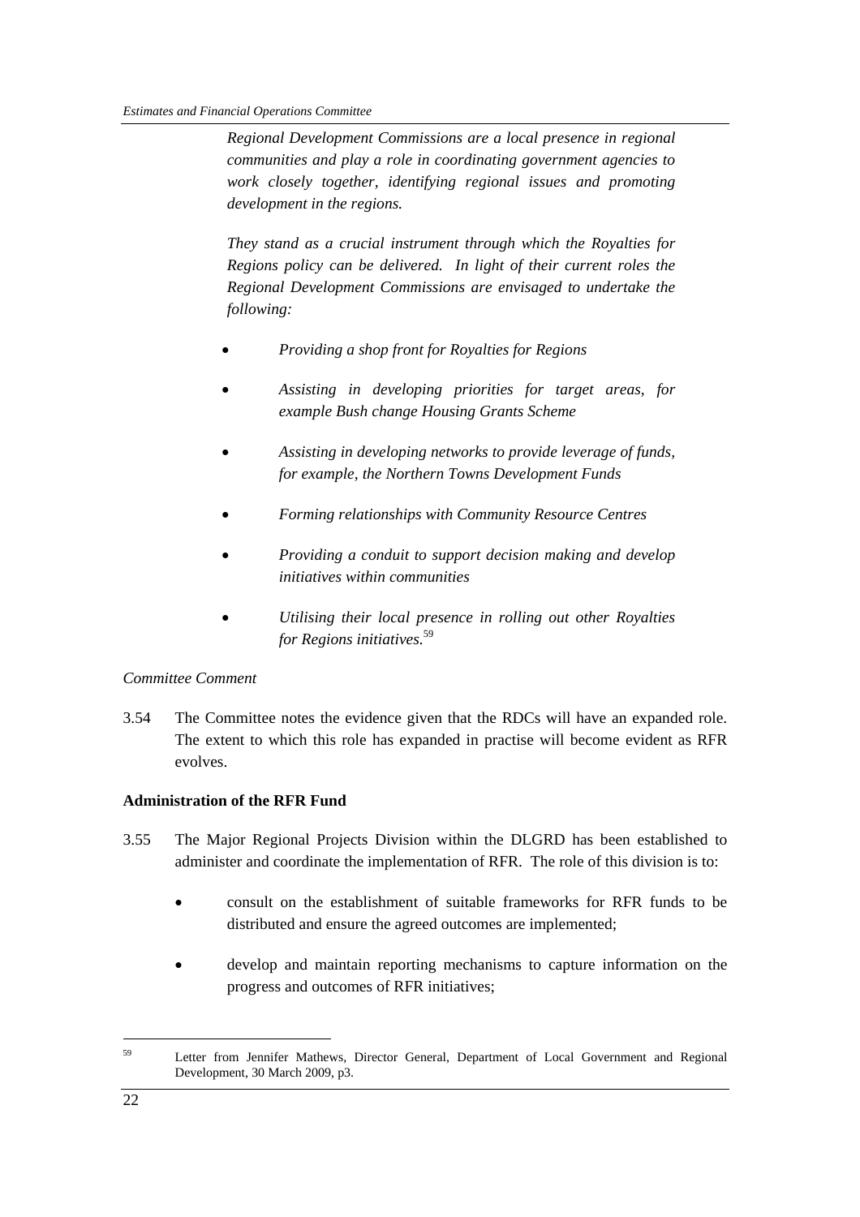*Regional Development Commissions are a local presence in regional communities and play a role in coordinating government agencies to work closely together, identifying regional issues and promoting development in the regions.*

*They stand as a crucial instrument through which the Royalties for Regions policy can be delivered. In light of their current roles the Regional Development Commissions are envisaged to undertake the following:*

- *Providing a shop front for Royalties for Regions*
- *Assisting in developing priorities for target areas, for example Bush change Housing Grants Scheme*
- *Assisting in developing networks to provide leverage of funds, for example, the Northern Towns Development Funds*
- *Forming relationships with Community Resource Centres*
- *Providing a conduit to support decision making and develop initiatives within communities*
- *Utilising their local presence in rolling out other Royalties for Regions initiatives.*[59]

*Committee Comment*

3.54 The Committee notes the evidence given that the RDCs will have an expanded role. The extent to which this role has expanded in practise will become evident as RFR evolves.

**Administration of the RFR Fund**

3.55 The Major Regional Projects Division within the DLGRD has been established to administer and coordinate the implementation of RFR. The role of this division is to:

- consult on the establishment of suitable frameworks for RFR funds to be distributed and ensure the agreed outcomes are implemented;
- develop and maintain reporting mechanisms to capture information on the progress and outcomes of RFR initiatives;

---

[59] Letter from Jennifer Mathews, Director General, Department of Local Government and Regional Development, 30 March 2009, p3.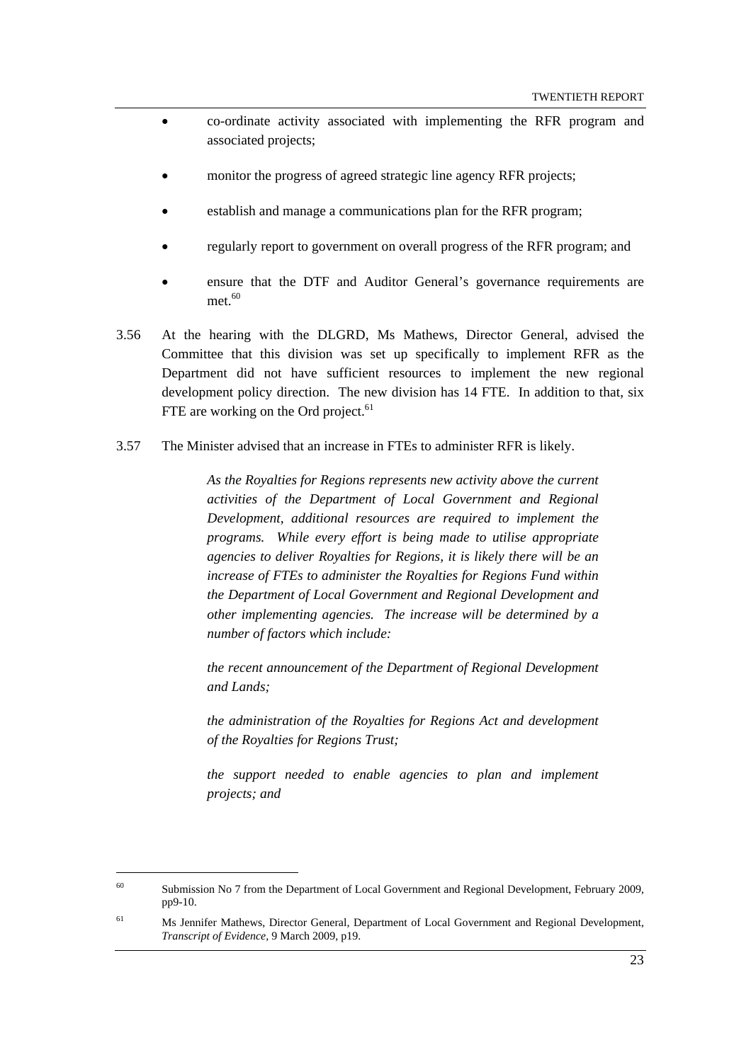- co-ordinate activity associated with implementing the RFR program and associated projects;
- monitor the progress of agreed strategic line agency RFR projects;
- establish and manage a communications plan for the RFR program;
- regularly report to government on overall progress of the RFR program; and
- ensure that the DTF and Auditor General's governance requirements are met.[60]

3.56 At the hearing with the DLGRD, Ms Mathews, Director General, advised the Committee that this division was set up specifically to implement RFR as the Department did not have sufficient resources to implement the new regional development policy direction. The new division has 14 FTE. In addition to that, six FTE are working on the Ord project.[61]

3.57 The Minister advised that an increase in FTEs to administer RFR is likely.

> *As the Royalties for Regions represents new activity above the current activities of the Department of Local Government and Regional Development, additional resources are required to implement the programs. While every effort is being made to utilise appropriate agencies to deliver Royalties for Regions, it is likely there will be an increase of FTEs to administer the Royalties for Regions Fund within the Department of Local Government and Regional Development and other implementing agencies. The increase will be determined by a number of factors which include:*
>
> *the recent announcement of the Department of Regional Development and Lands;*
>
> *the administration of the Royalties for Regions Act and development of the Royalties for Regions Trust;*
>
> *the support needed to enable agencies to plan and implement projects; and*

---

[60] Submission No 7 from the Department of Local Government and Regional Development, February 2009, pp9-10.

[61] Ms Jennifer Mathews, Director General, Department of Local Government and Regional Development, *Transcript of Evidence*, 9 March 2009, p19.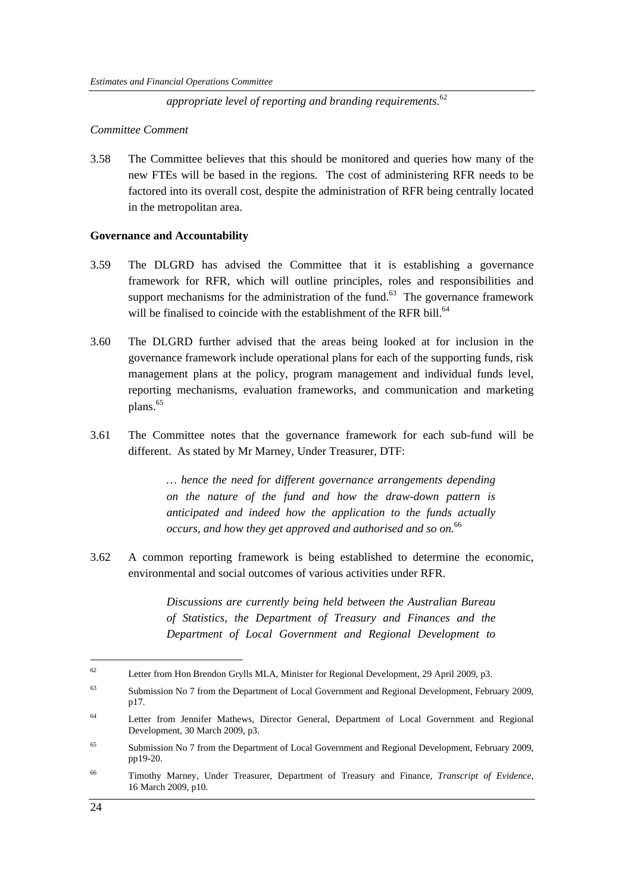*appropriate level of reporting and branding requirements.*[62]

*Committee Comment*

3.58 The Committee believes that this should be monitored and queries how many of the new FTEs will be based in the regions. The cost of administering RFR needs to be factored into its overall cost, despite the administration of RFR being centrally located in the metropolitan area.

**Governance and Accountability**

3.59 The DLGRD has advised the Committee that it is establishing a governance framework for RFR, which will outline principles, roles and responsibilities and support mechanisms for the administration of the fund.[63] The governance framework will be finalised to coincide with the establishment of the RFR bill.[64]

3.60 The DLGRD further advised that the areas being looked at for inclusion in the governance framework include operational plans for each of the supporting funds, risk management plans at the policy, program management and individual funds level, reporting mechanisms, evaluation frameworks, and communication and marketing plans.[65]

3.61 The Committee notes that the governance framework for each sub-fund will be different. As stated by Mr Marney, Under Treasurer, DTF:

> *… hence the need for different governance arrangements depending on the nature of the fund and how the draw-down pattern is anticipated and indeed how the application to the funds actually occurs, and how they get approved and authorised and so on.*[66]

3.62 A common reporting framework is being established to determine the economic, environmental and social outcomes of various activities under RFR.

> *Discussions are currently being held between the Australian Bureau of Statistics, the Department of Treasury and Finances and the Department of Local Government and Regional Development to*

---

[62] Letter from Hon Brendon Grylls MLA, Minister for Regional Development, 29 April 2009, p3.

[63] Submission No 7 from the Department of Local Government and Regional Development, February 2009, p17.

[64] Letter from Jennifer Mathews, Director General, Department of Local Government and Regional Development, 30 March 2009, p3.

[65] Submission No 7 from the Department of Local Government and Regional Development, February 2009, pp19-20.

[66] Timothy Marney, Under Treasurer, Department of Treasury and Finance, *Transcript of Evidence*, 16 March 2009, p10.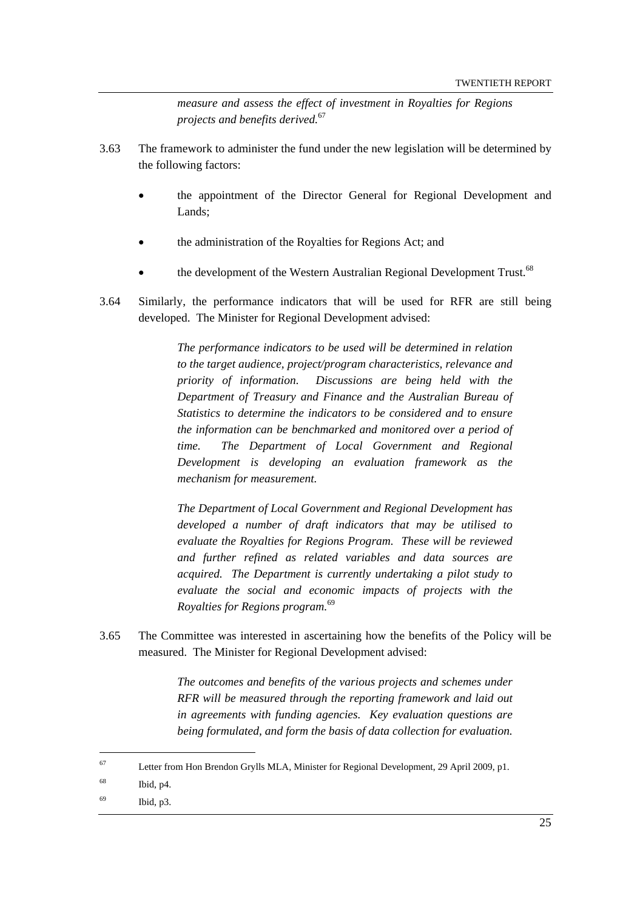*measure and assess the effect of investment in Royalties for Regions projects and benefits derived.*[67]

3.63 The framework to administer the fund under the new legislation will be determined by the following factors:

- the appointment of the Director General for Regional Development and Lands;
- the administration of the Royalties for Regions Act; and
- the development of the Western Australian Regional Development Trust.[68]

3.64 Similarly, the performance indicators that will be used for RFR are still being developed. The Minister for Regional Development advised:

> *The performance indicators to be used will be determined in relation to the target audience, project/program characteristics, relevance and priority of information. Discussions are being held with the Department of Treasury and Finance and the Australian Bureau of Statistics to determine the indicators to be considered and to ensure the information can be benchmarked and monitored over a period of time. The Department of Local Government and Regional Development is developing an evaluation framework as the mechanism for measurement.*
>
> *The Department of Local Government and Regional Development has developed a number of draft indicators that may be utilised to evaluate the Royalties for Regions Program. These will be reviewed and further refined as related variables and data sources are acquired. The Department is currently undertaking a pilot study to evaluate the social and economic impacts of projects with the Royalties for Regions program.*[69]

3.65 The Committee was interested in ascertaining how the benefits of the Policy will be measured. The Minister for Regional Development advised:

> *The outcomes and benefits of the various projects and schemes under RFR will be measured through the reporting framework and laid out in agreements with funding agencies. Key evaluation questions are being formulated, and form the basis of data collection for evaluation.*

---

[67] Letter from Hon Brendon Grylls MLA, Minister for Regional Development, 29 April 2009, p1.

[68] Ibid, p4.

[69] Ibid, p3.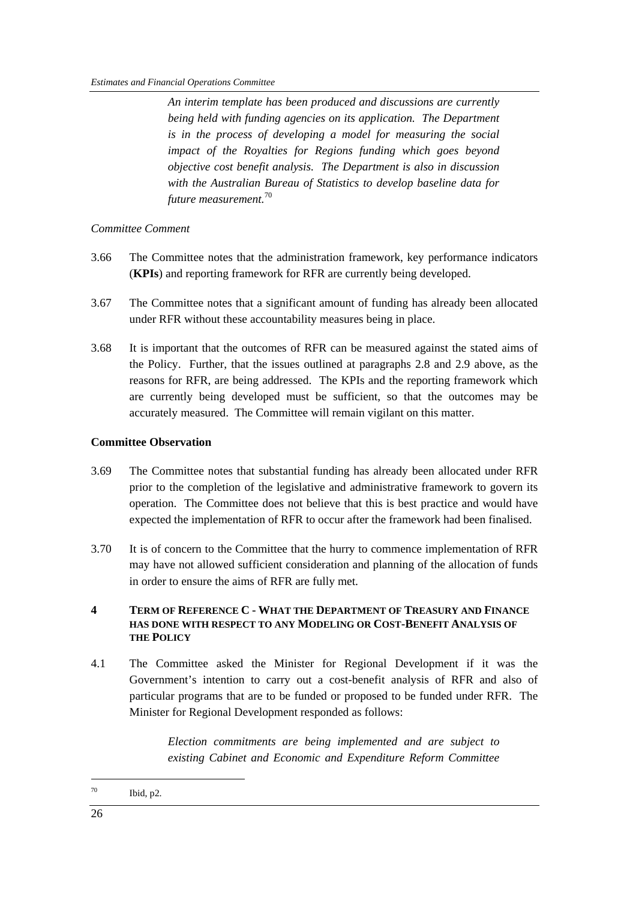> *An interim template has been produced and discussions are currently being held with funding agencies on its application. The Department is in the process of developing a model for measuring the social impact of the Royalties for Regions funding which goes beyond objective cost benefit analysis. The Department is also in discussion with the Australian Bureau of Statistics to develop baseline data for future measurement.*[70]

*Committee Comment*

3.66 The Committee notes that the administration framework, key performance indicators (**KPIs**) and reporting framework for RFR are currently being developed.

3.67 The Committee notes that a significant amount of funding has already been allocated under RFR without these accountability measures being in place.

3.68 It is important that the outcomes of RFR can be measured against the stated aims of the Policy. Further, that the issues outlined at paragraphs 2.8 and 2.9 above, as the reasons for RFR, are being addressed. The KPIs and the reporting framework which are currently being developed must be sufficient, so that the outcomes may be accurately measured. The Committee will remain vigilant on this matter.

**Committee Observation**

3.69 The Committee notes that substantial funding has already been allocated under RFR prior to the completion of the legislative and administrative framework to govern its operation. The Committee does not believe that this is best practice and would have expected the implementation of RFR to occur after the framework had been finalised.

3.70 It is of concern to the Committee that the hurry to commence implementation of RFR may have not allowed sufficient consideration and planning of the allocation of funds in order to ensure the aims of RFR are fully met.

## 4 TERM OF REFERENCE C - WHAT THE DEPARTMENT OF TREASURY AND FINANCE HAS DONE WITH RESPECT TO ANY MODELING OR COST-BENEFIT ANALYSIS OF THE POLICY

4.1 The Committee asked the Minister for Regional Development if it was the Government's intention to carry out a cost-benefit analysis of RFR and also of particular programs that are to be funded or proposed to be funded under RFR. The Minister for Regional Development responded as follows:

> *Election commitments are being implemented and are subject to existing Cabinet and Economic and Expenditure Reform Committee*

---

70 Ibid, p2.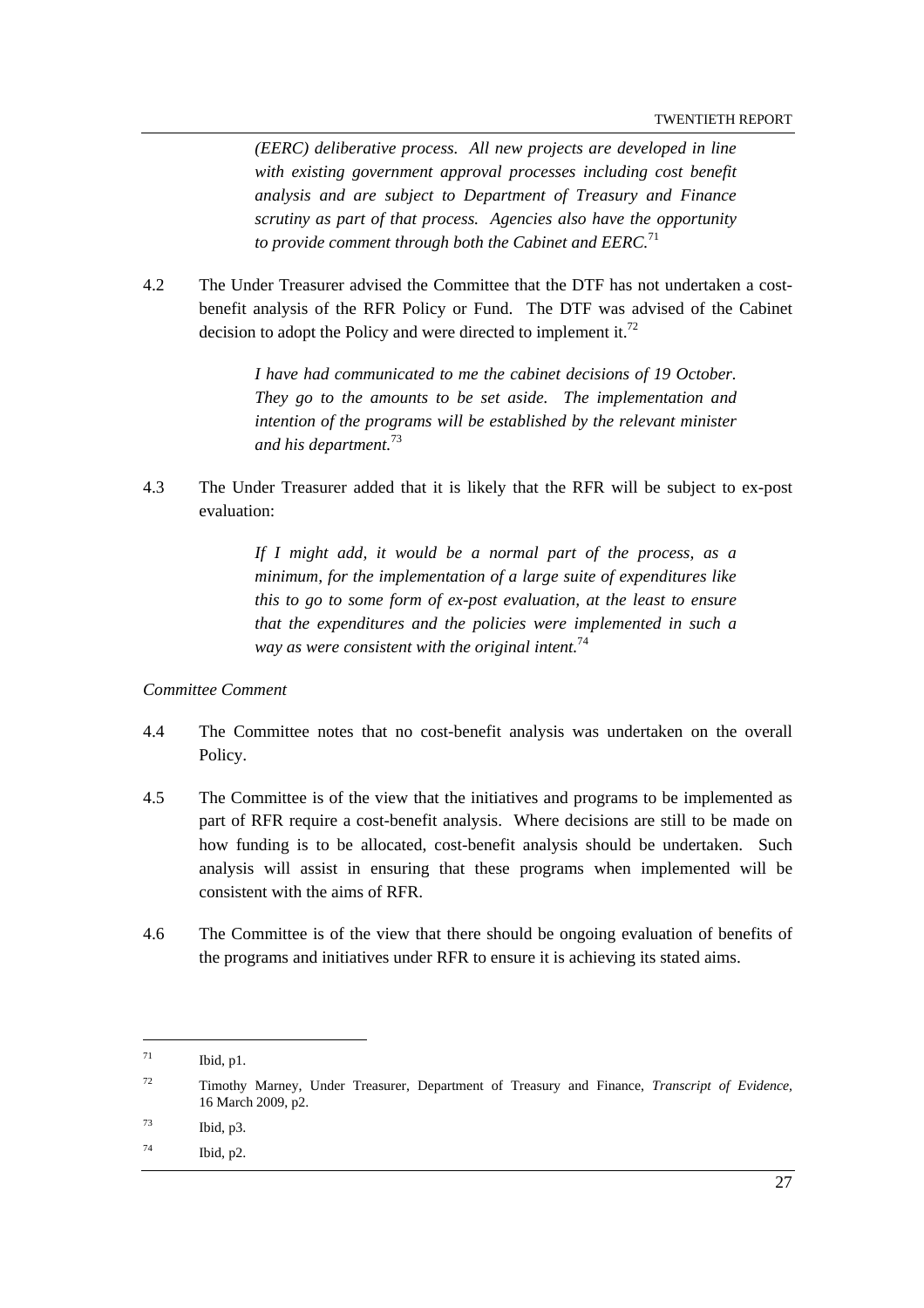> *(EERC) deliberative process. All new projects are developed in line with existing government approval processes including cost benefit analysis and are subject to Department of Treasury and Finance scrutiny as part of that process. Agencies also have the opportunity to provide comment through both the Cabinet and EERC.*[71]

4.2 The Under Treasurer advised the Committee that the DTF has not undertaken a cost-benefit analysis of the RFR Policy or Fund. The DTF was advised of the Cabinet decision to adopt the Policy and were directed to implement it.[72]

> *I have had communicated to me the cabinet decisions of 19 October. They go to the amounts to be set aside. The implementation and intention of the programs will be established by the relevant minister and his department.*[73]

4.3 The Under Treasurer added that it is likely that the RFR will be subject to ex-post evaluation:

> *If I might add, it would be a normal part of the process, as a minimum, for the implementation of a large suite of expenditures like this to go to some form of ex-post evaluation, at the least to ensure that the expenditures and the policies were implemented in such a way as were consistent with the original intent.*[74]

*Committee Comment*

4.4 The Committee notes that no cost-benefit analysis was undertaken on the overall Policy.

4.5 The Committee is of the view that the initiatives and programs to be implemented as part of RFR require a cost-benefit analysis. Where decisions are still to be made on how funding is to be allocated, cost-benefit analysis should be undertaken. Such analysis will assist in ensuring that these programs when implemented will be consistent with the aims of RFR.

4.6 The Committee is of the view that there should be ongoing evaluation of benefits of the programs and initiatives under RFR to ensure it is achieving its stated aims.

---

[71] Ibid, p1.

[72] Timothy Marney, Under Treasurer, Department of Treasury and Finance, *Transcript of Evidence*, 16 March 2009, p2.

[73] Ibid, p3.

[74] Ibid, p2.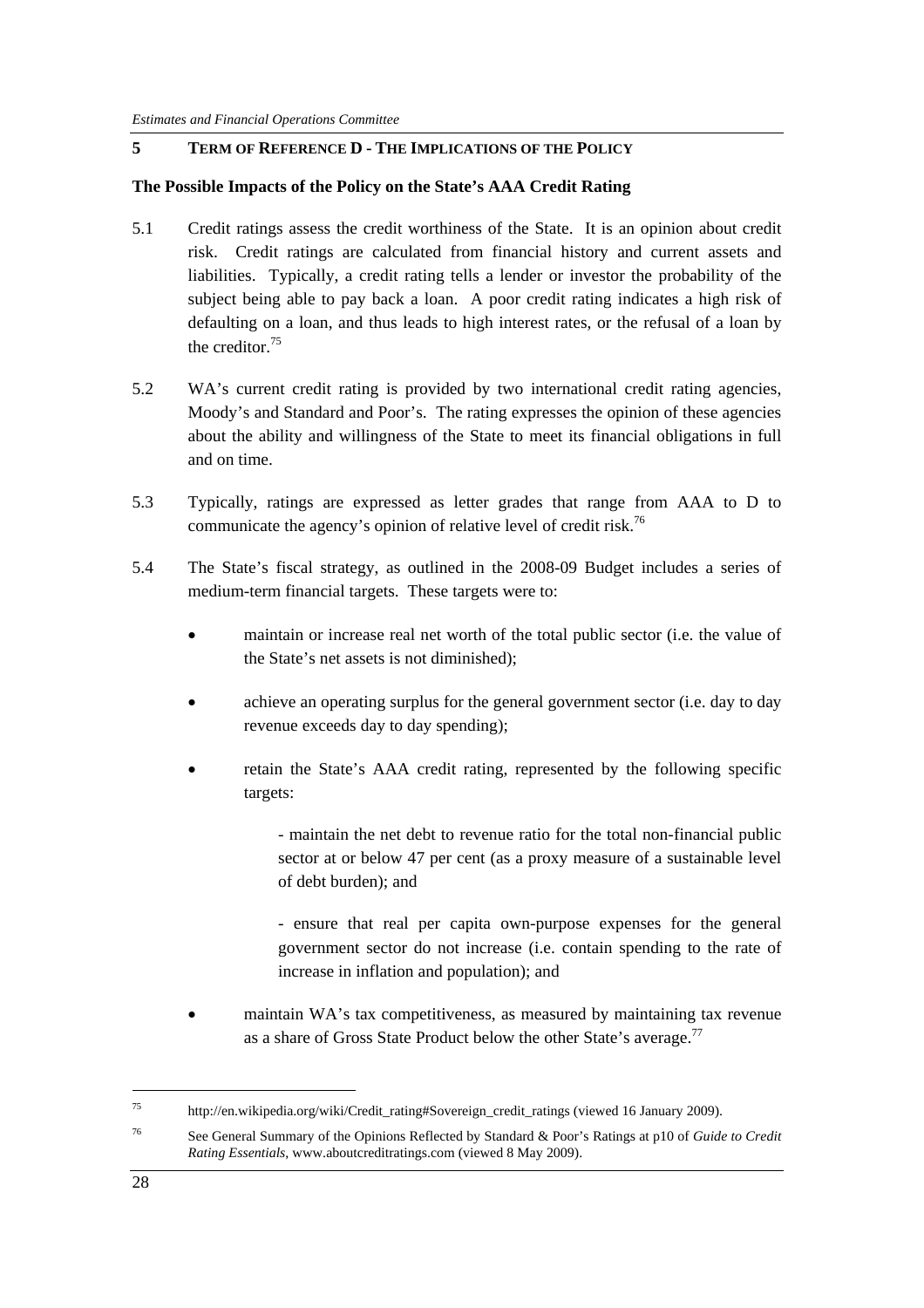## 5 TERM OF REFERENCE D - THE IMPLICATIONS OF THE POLICY

### The Possible Impacts of the Policy on the State's AAA Credit Rating

5.1 Credit ratings assess the credit worthiness of the State. It is an opinion about credit risk. Credit ratings are calculated from financial history and current assets and liabilities. Typically, a credit rating tells a lender or investor the probability of the subject being able to pay back a loan. A poor credit rating indicates a high risk of defaulting on a loan, and thus leads to high interest rates, or the refusal of a loan by the creditor.[75]

5.2 WA's current credit rating is provided by two international credit rating agencies, Moody's and Standard and Poor's. The rating expresses the opinion of these agencies about the ability and willingness of the State to meet its financial obligations in full and on time.

5.3 Typically, ratings are expressed as letter grades that range from AAA to D to communicate the agency's opinion of relative level of credit risk.[76]

5.4 The State's fiscal strategy, as outlined in the 2008-09 Budget includes a series of medium-term financial targets. These targets were to:

- maintain or increase real net worth of the total public sector (i.e. the value of the State's net assets is not diminished);
- achieve an operating surplus for the general government sector (i.e. day to day revenue exceeds day to day spending);
- retain the State's AAA credit rating, represented by the following specific targets:

  - maintain the net debt to revenue ratio for the total non-financial public sector at or below 47 per cent (as a proxy measure of a sustainable level of debt burden); and

  - ensure that real per capita own-purpose expenses for the general government sector do not increase (i.e. contain spending to the rate of increase in inflation and population); and

- maintain WA's tax competitiveness, as measured by maintaining tax revenue as a share of Gross State Product below the other State's average.[77]

---

[75] http://en.wikipedia.org/wiki/Credit_rating#Sovereign_credit_ratings (viewed 16 January 2009).

[76] See General Summary of the Opinions Reflected by Standard & Poor's Ratings at p10 of *Guide to Credit Rating Essentials*, www.aboutcreditratings.com (viewed 8 May 2009).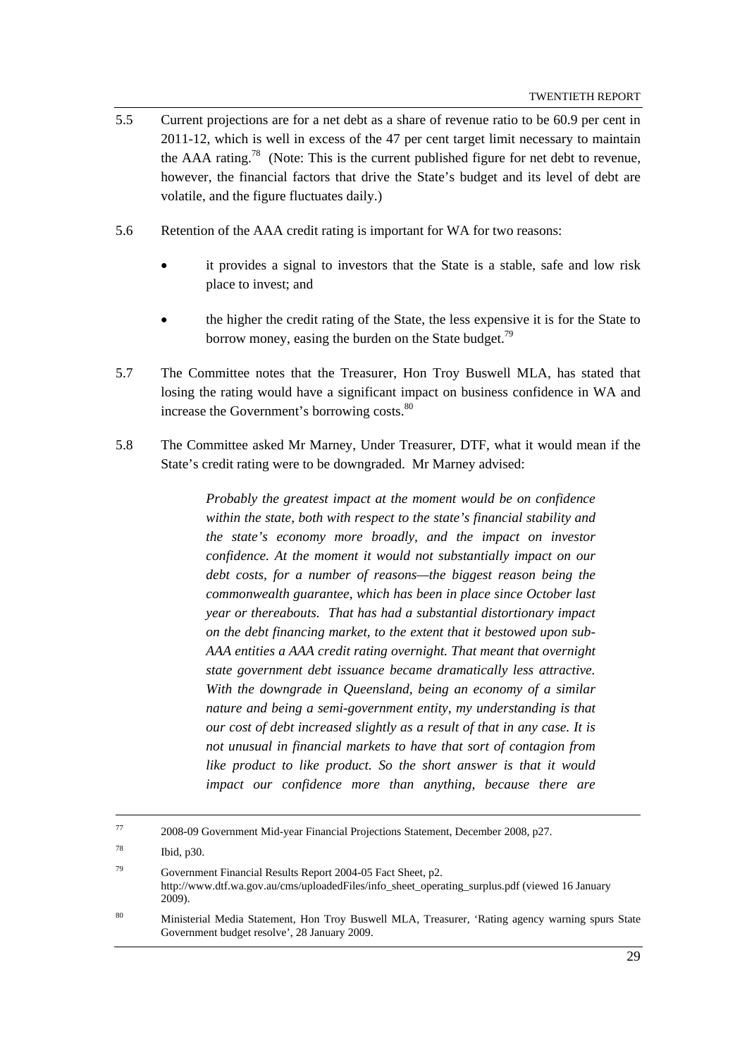5.5 Current projections are for a net debt as a share of revenue ratio to be 60.9 per cent in 2011-12, which is well in excess of the 47 per cent target limit necessary to maintain the AAA rating.[78] (Note: This is the current published figure for net debt to revenue, however, the financial factors that drive the State's budget and its level of debt are volatile, and the figure fluctuates daily.)

5.6 Retention of the AAA credit rating is important for WA for two reasons:

- it provides a signal to investors that the State is a stable, safe and low risk place to invest; and
- the higher the credit rating of the State, the less expensive it is for the State to borrow money, easing the burden on the State budget.[79]

5.7 The Committee notes that the Treasurer, Hon Troy Buswell MLA, has stated that losing the rating would have a significant impact on business confidence in WA and increase the Government's borrowing costs.[80]

5.8 The Committee asked Mr Marney, Under Treasurer, DTF, what it would mean if the State's credit rating were to be downgraded. Mr Marney advised:

> *Probably the greatest impact at the moment would be on confidence within the state, both with respect to the state's financial stability and the state's economy more broadly, and the impact on investor confidence. At the moment it would not substantially impact on our debt costs, for a number of reasons—the biggest reason being the commonwealth guarantee, which has been in place since October last year or thereabouts. That has had a substantial distortionary impact on the debt financing market, to the extent that it bestowed upon sub-AAA entities a AAA credit rating overnight. That meant that overnight state government debt issuance became dramatically less attractive. With the downgrade in Queensland, being an economy of a similar nature and being a semi-government entity, my understanding is that our cost of debt increased slightly as a result of that in any case. It is not unusual in financial markets to have that sort of contagion from like product to like product. So the short answer is that it would impact our confidence more than anything, because there are*

---

[77] 2008-09 Government Mid-year Financial Projections Statement, December 2008, p27.

[78] Ibid, p30.

[79] Government Financial Results Report 2004-05 Fact Sheet, p2. http://www.dtf.wa.gov.au/cms/uploadedFiles/info_sheet_operating_surplus.pdf (viewed 16 January 2009).

[80] Ministerial Media Statement, Hon Troy Buswell MLA, Treasurer, 'Rating agency warning spurs State Government budget resolve', 28 January 2009.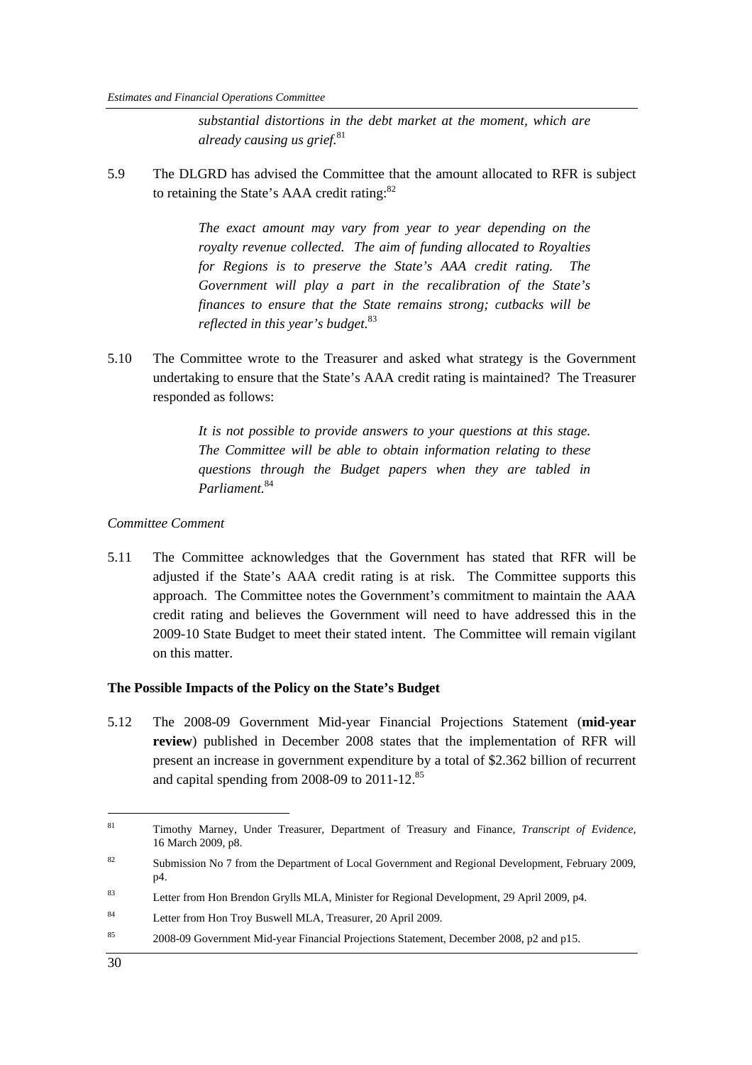*substantial distortions in the debt market at the moment, which are already causing us grief.*[81]

5.9 The DLGRD has advised the Committee that the amount allocated to RFR is subject to retaining the State's AAA credit rating:[82]

> *The exact amount may vary from year to year depending on the royalty revenue collected. The aim of funding allocated to Royalties for Regions is to preserve the State's AAA credit rating. The Government will play a part in the recalibration of the State's finances to ensure that the State remains strong; cutbacks will be reflected in this year's budget.*[83]

5.10 The Committee wrote to the Treasurer and asked what strategy is the Government undertaking to ensure that the State's AAA credit rating is maintained? The Treasurer responded as follows:

> *It is not possible to provide answers to your questions at this stage. The Committee will be able to obtain information relating to these questions through the Budget papers when they are tabled in Parliament.*[84]

*Committee Comment*

5.11 The Committee acknowledges that the Government has stated that RFR will be adjusted if the State's AAA credit rating is at risk. The Committee supports this approach. The Committee notes the Government's commitment to maintain the AAA credit rating and believes the Government will need to have addressed this in the 2009-10 State Budget to meet their stated intent. The Committee will remain vigilant on this matter.

**The Possible Impacts of the Policy on the State's Budget**

5.12 The 2008-09 Government Mid-year Financial Projections Statement (**mid-year review**) published in December 2008 states that the implementation of RFR will present an increase in government expenditure by a total of $2.362 billion of recurrent and capital spending from 2008-09 to 2011-12.[85]

---

[81] Timothy Marney, Under Treasurer, Department of Treasury and Finance, *Transcript of Evidence*, 16 March 2009, p8.

[82] Submission No 7 from the Department of Local Government and Regional Development, February 2009, p4.

[83] Letter from Hon Brendon Grylls MLA, Minister for Regional Development, 29 April 2009, p4.

[84] Letter from Hon Troy Buswell MLA, Treasurer, 20 April 2009.

[85] 2008-09 Government Mid-year Financial Projections Statement, December 2008, p2 and p15.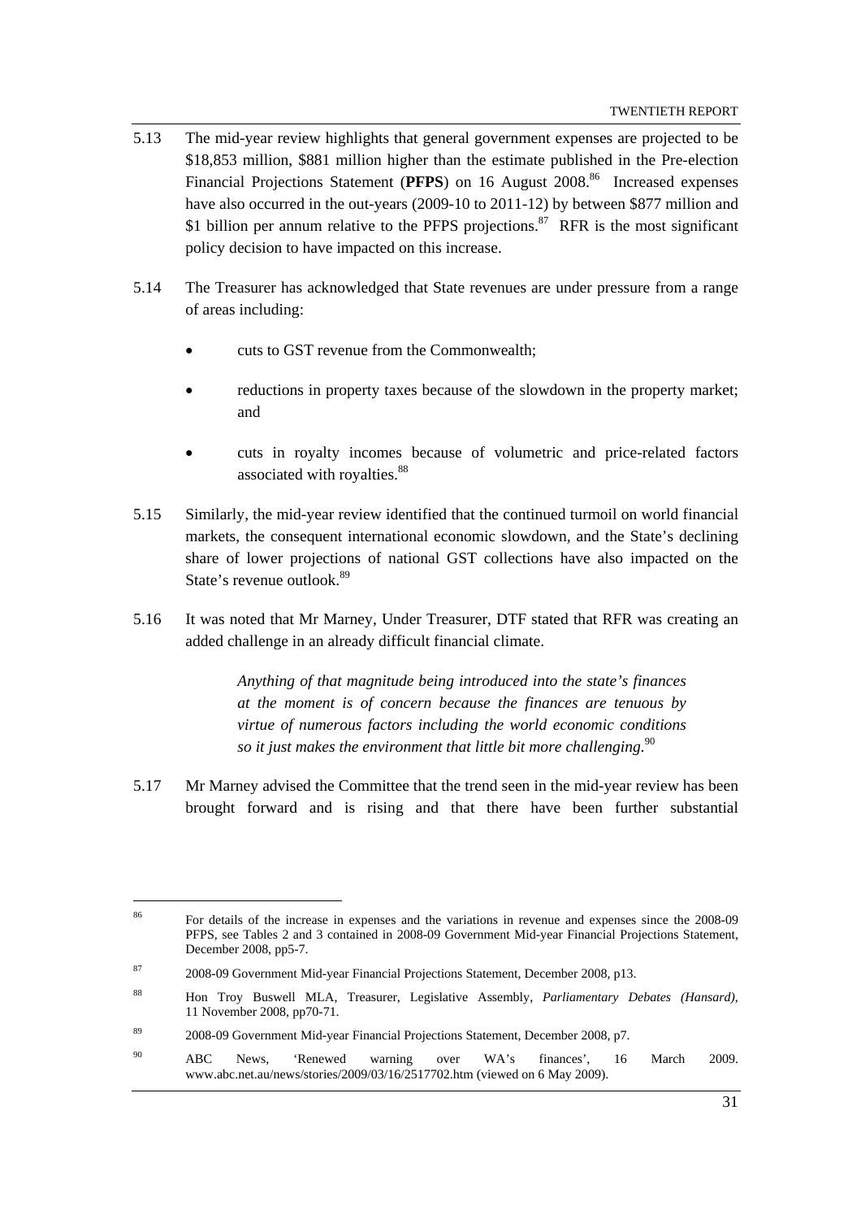5.13 The mid-year review highlights that general government expenses are projected to be \$18,853 million, \$881 million higher than the estimate published in the Pre-election Financial Projections Statement (**PFPS**) on 16 August 2008.[86] Increased expenses have also occurred in the out-years (2009-10 to 2011-12) by between \$877 million and \$1 billion per annum relative to the PFPS projections.[87] RFR is the most significant policy decision to have impacted on this increase.

5.14 The Treasurer has acknowledged that State revenues are under pressure from a range of areas including:

- cuts to GST revenue from the Commonwealth;
- reductions in property taxes because of the slowdown in the property market; and
- cuts in royalty incomes because of volumetric and price-related factors associated with royalties.[88]

5.15 Similarly, the mid-year review identified that the continued turmoil on world financial markets, the consequent international economic slowdown, and the State's declining share of lower projections of national GST collections have also impacted on the State's revenue outlook.[89]

5.16 It was noted that Mr Marney, Under Treasurer, DTF stated that RFR was creating an added challenge in an already difficult financial climate.

> *Anything of that magnitude being introduced into the state's finances at the moment is of concern because the finances are tenuous by virtue of numerous factors including the world economic conditions so it just makes the environment that little bit more challenging.*[90]

5.17 Mr Marney advised the Committee that the trend seen in the mid-year review has been brought forward and is rising and that there have been further substantial

---

[86] For details of the increase in expenses and the variations in revenue and expenses since the 2008-09 PFPS, see Tables 2 and 3 contained in 2008-09 Government Mid-year Financial Projections Statement, December 2008, pp5-7.

[87] 2008-09 Government Mid-year Financial Projections Statement, December 2008, p13.

[88] Hon Troy Buswell MLA, Treasurer, Legislative Assembly, *Parliamentary Debates (Hansard)*, 11 November 2008, pp70-71.

[89] 2008-09 Government Mid-year Financial Projections Statement, December 2008, p7.

[90] ABC News, 'Renewed warning over WA's finances', 16 March 2009. www.abc.net.au/news/stories/2009/03/16/2517702.htm (viewed on 6 May 2009).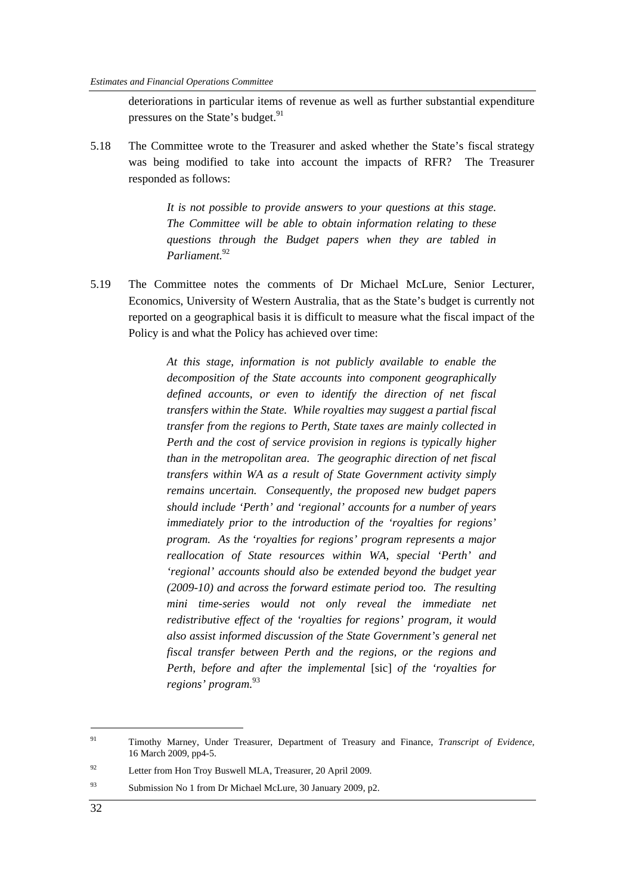deteriorations in particular items of revenue as well as further substantial expenditure pressures on the State's budget.[91]

5.18 The Committee wrote to the Treasurer and asked whether the State's fiscal strategy was being modified to take into account the impacts of RFR? The Treasurer responded as follows:

> *It is not possible to provide answers to your questions at this stage. The Committee will be able to obtain information relating to these questions through the Budget papers when they are tabled in Parliament.*[92]

5.19 The Committee notes the comments of Dr Michael McLure, Senior Lecturer, Economics, University of Western Australia, that as the State's budget is currently not reported on a geographical basis it is difficult to measure what the fiscal impact of the Policy is and what the Policy has achieved over time:

> *At this stage, information is not publicly available to enable the decomposition of the State accounts into component geographically defined accounts, or even to identify the direction of net fiscal transfers within the State. While royalties may suggest a partial fiscal transfer from the regions to Perth, State taxes are mainly collected in Perth and the cost of service provision in regions is typically higher than in the metropolitan area. The geographic direction of net fiscal transfers within WA as a result of State Government activity simply remains uncertain. Consequently, the proposed new budget papers should include 'Perth' and 'regional' accounts for a number of years immediately prior to the introduction of the 'royalties for regions' program. As the 'royalties for regions' program represents a major reallocation of State resources within WA, special 'Perth' and 'regional' accounts should also be extended beyond the budget year (2009-10) and across the forward estimate period too. The resulting mini time-series would not only reveal the immediate net redistributive effect of the 'royalties for regions' program, it would also assist informed discussion of the State Government's general net fiscal transfer between Perth and the regions, or the regions and Perth, before and after the implemental* [sic] *of the 'royalties for regions' program.*[93]

---

[91] Timothy Marney, Under Treasurer, Department of Treasury and Finance, *Transcript of Evidence*, 16 March 2009, pp4-5.

[92] Letter from Hon Troy Buswell MLA, Treasurer, 20 April 2009.

[93] Submission No 1 from Dr Michael McLure, 30 January 2009, p2.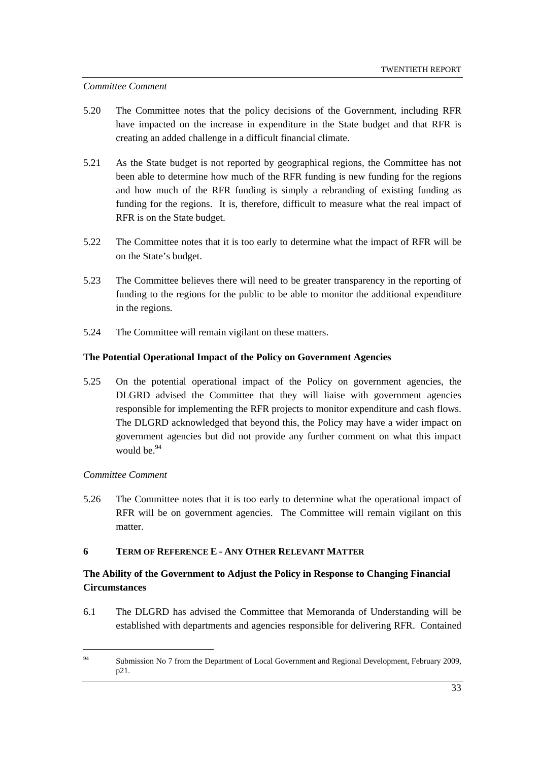*Committee Comment*

5.20 The Committee notes that the policy decisions of the Government, including RFR have impacted on the increase in expenditure in the State budget and that RFR is creating an added challenge in a difficult financial climate.

5.21 As the State budget is not reported by geographical regions, the Committee has not been able to determine how much of the RFR funding is new funding for the regions and how much of the RFR funding is simply a rebranding of existing funding as funding for the regions. It is, therefore, difficult to measure what the real impact of RFR is on the State budget.

5.22 The Committee notes that it is too early to determine what the impact of RFR will be on the State's budget.

5.23 The Committee believes there will need to be greater transparency in the reporting of funding to the regions for the public to be able to monitor the additional expenditure in the regions.

5.24 The Committee will remain vigilant on these matters.

**The Potential Operational Impact of the Policy on Government Agencies**

5.25 On the potential operational impact of the Policy on government agencies, the DLGRD advised the Committee that they will liaise with government agencies responsible for implementing the RFR projects to monitor expenditure and cash flows. The DLGRD acknowledged that beyond this, the Policy may have a wider impact on government agencies but did not provide any further comment on what this impact would be.[94]

*Committee Comment*

5.26 The Committee notes that it is too early to determine what the operational impact of RFR will be on government agencies. The Committee will remain vigilant on this matter.

## 6 TERM OF REFERENCE E - ANY OTHER RELEVANT MATTER

**The Ability of the Government to Adjust the Policy in Response to Changing Financial Circumstances**

6.1 The DLGRD has advised the Committee that Memoranda of Understanding will be established with departments and agencies responsible for delivering RFR. Contained

---

[94] Submission No 7 from the Department of Local Government and Regional Development, February 2009, p21.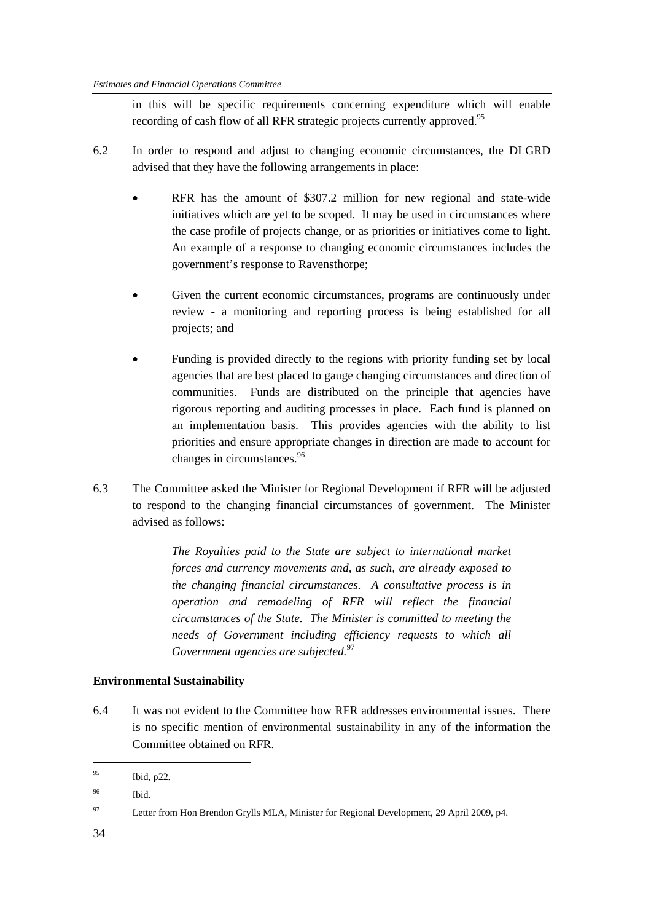in this will be specific requirements concerning expenditure which will enable recording of cash flow of all RFR strategic projects currently approved.[95]

6.2 In order to respond and adjust to changing economic circumstances, the DLGRD advised that they have the following arrangements in place:

- RFR has the amount of $307.2 million for new regional and state-wide initiatives which are yet to be scoped. It may be used in circumstances where the case profile of projects change, or as priorities or initiatives come to light. An example of a response to changing economic circumstances includes the government's response to Ravensthorpe;
- Given the current economic circumstances, programs are continuously under review - a monitoring and reporting process is being established for all projects; and
- Funding is provided directly to the regions with priority funding set by local agencies that are best placed to gauge changing circumstances and direction of communities. Funds are distributed on the principle that agencies have rigorous reporting and auditing processes in place. Each fund is planned on an implementation basis. This provides agencies with the ability to list priorities and ensure appropriate changes in direction are made to account for changes in circumstances.[96]

6.3 The Committee asked the Minister for Regional Development if RFR will be adjusted to respond to the changing financial circumstances of government. The Minister advised as follows:

> *The Royalties paid to the State are subject to international market forces and currency movements and, as such, are already exposed to the changing financial circumstances. A consultative process is in operation and remodeling of RFR will reflect the financial circumstances of the State. The Minister is committed to meeting the needs of Government including efficiency requests to which all Government agencies are subjected.*[97]

**Environmental Sustainability**

6.4 It was not evident to the Committee how RFR addresses environmental issues. There is no specific mention of environmental sustainability in any of the information the Committee obtained on RFR.

---

[95] Ibid, p22.

[96] Ibid.

[97] Letter from Hon Brendon Grylls MLA, Minister for Regional Development, 29 April 2009, p4.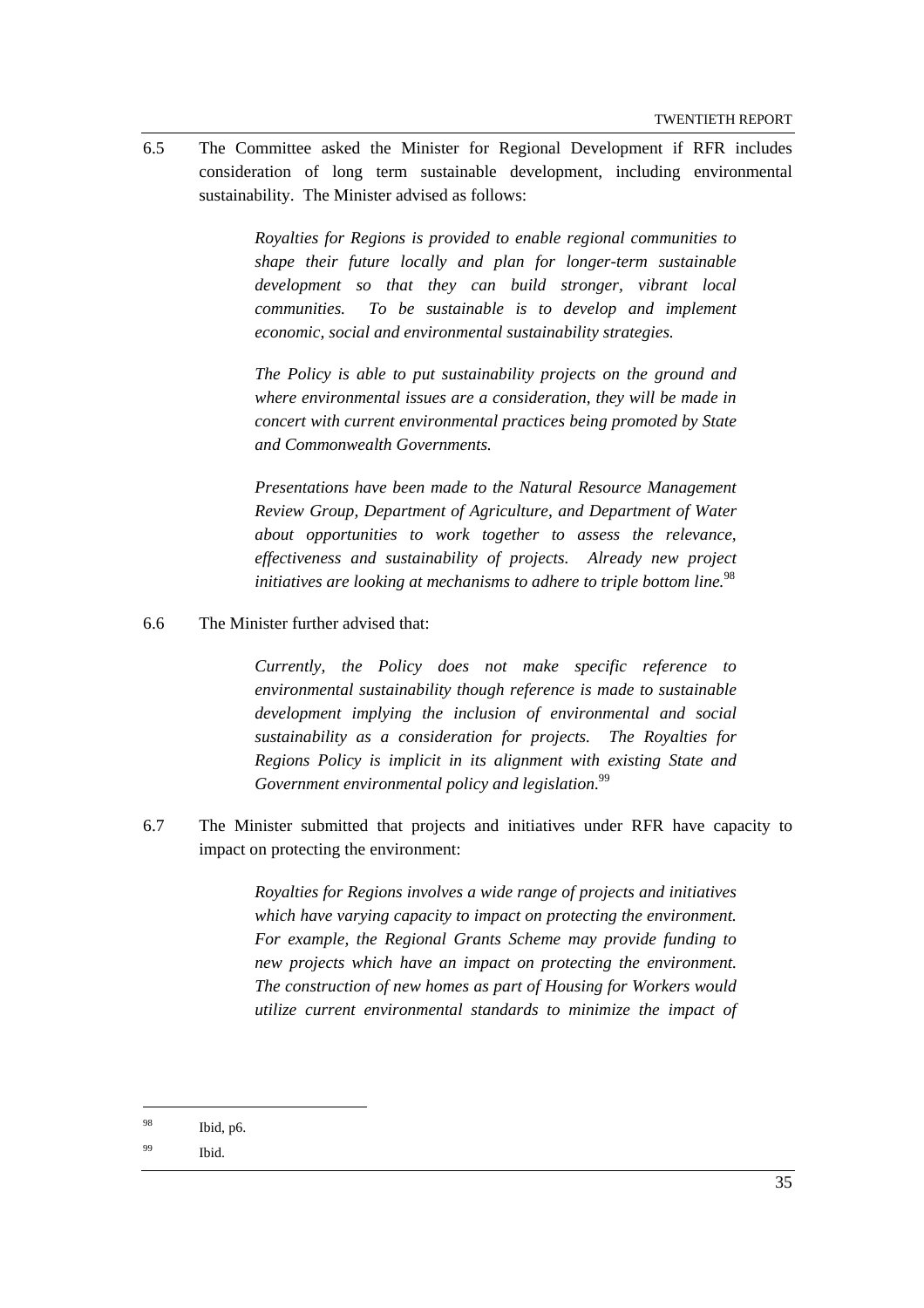6.5 The Committee asked the Minister for Regional Development if RFR includes consideration of long term sustainable development, including environmental sustainability. The Minister advised as follows:

> *Royalties for Regions is provided to enable regional communities to shape their future locally and plan for longer-term sustainable development so that they can build stronger, vibrant local communities. To be sustainable is to develop and implement economic, social and environmental sustainability strategies.*
>
> *The Policy is able to put sustainability projects on the ground and where environmental issues are a consideration, they will be made in concert with current environmental practices being promoted by State and Commonwealth Governments.*
>
> *Presentations have been made to the Natural Resource Management Review Group, Department of Agriculture, and Department of Water about opportunities to work together to assess the relevance, effectiveness and sustainability of projects. Already new project initiatives are looking at mechanisms to adhere to triple bottom line.*[98]

6.6 The Minister further advised that:

> *Currently, the Policy does not make specific reference to environmental sustainability though reference is made to sustainable development implying the inclusion of environmental and social sustainability as a consideration for projects. The Royalties for Regions Policy is implicit in its alignment with existing State and Government environmental policy and legislation.*[99]

6.7 The Minister submitted that projects and initiatives under RFR have capacity to impact on protecting the environment:

> *Royalties for Regions involves a wide range of projects and initiatives which have varying capacity to impact on protecting the environment. For example, the Regional Grants Scheme may provide funding to new projects which have an impact on protecting the environment. The construction of new homes as part of Housing for Workers would utilize current environmental standards to minimize the impact of*

---

[98] Ibid, p6.

[99] Ibid.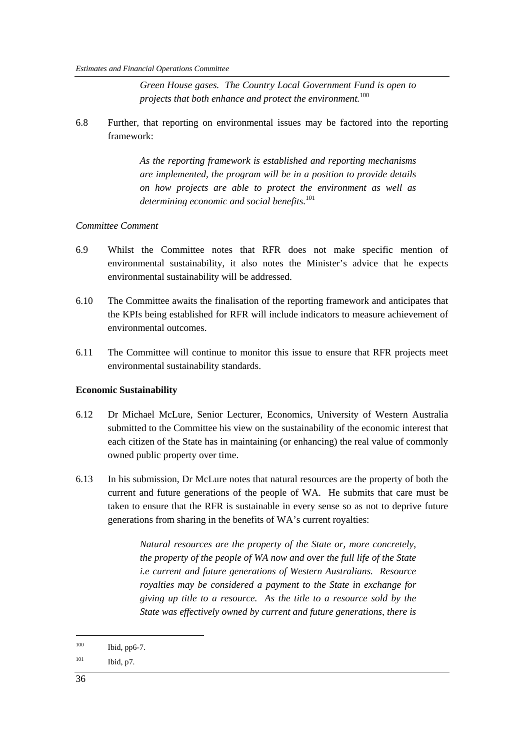> *Green House gases. The Country Local Government Fund is open to projects that both enhance and protect the environment.*[100]

6.8 Further, that reporting on environmental issues may be factored into the reporting framework:

> *As the reporting framework is established and reporting mechanisms are implemented, the program will be in a position to provide details on how projects are able to protect the environment as well as determining economic and social benefits.*[101]

*Committee Comment*

6.9 Whilst the Committee notes that RFR does not make specific mention of environmental sustainability, it also notes the Minister's advice that he expects environmental sustainability will be addressed.

6.10 The Committee awaits the finalisation of the reporting framework and anticipates that the KPIs being established for RFR will include indicators to measure achievement of environmental outcomes.

6.11 The Committee will continue to monitor this issue to ensure that RFR projects meet environmental sustainability standards.

**Economic Sustainability**

6.12 Dr Michael McLure, Senior Lecturer, Economics, University of Western Australia submitted to the Committee his view on the sustainability of the economic interest that each citizen of the State has in maintaining (or enhancing) the real value of commonly owned public property over time.

6.13 In his submission, Dr McLure notes that natural resources are the property of both the current and future generations of the people of WA. He submits that care must be taken to ensure that the RFR is sustainable in every sense so as not to deprive future generations from sharing in the benefits of WA's current royalties:

> *Natural resources are the property of the State or, more concretely, the property of the people of WA now and over the full life of the State i.e current and future generations of Western Australians. Resource royalties may be considered a payment to the State in exchange for giving up title to a resource. As the title to a resource sold by the State was effectively owned by current and future generations, there is*

---

[100] Ibid, pp6-7.

[101] Ibid, p7.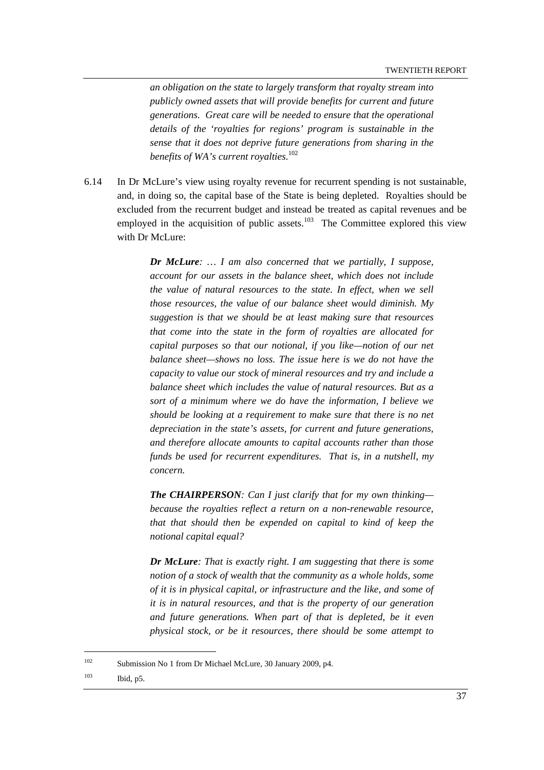*an obligation on the state to largely transform that royalty stream into publicly owned assets that will provide benefits for current and future generations. Great care will be needed to ensure that the operational details of the 'royalties for regions' program is sustainable in the sense that it does not deprive future generations from sharing in the benefits of WA's current royalties.*[102]

6.14 In Dr McLure's view using royalty revenue for recurrent spending is not sustainable, and, in doing so, the capital base of the State is being depleted. Royalties should be excluded from the recurrent budget and instead be treated as capital revenues and be employed in the acquisition of public assets.[103] The Committee explored this view with Dr McLure:

> ***Dr McLure****: … I am also concerned that we partially, I suppose, account for our assets in the balance sheet, which does not include the value of natural resources to the state. In effect, when we sell those resources, the value of our balance sheet would diminish. My suggestion is that we should be at least making sure that resources that come into the state in the form of royalties are allocated for capital purposes so that our notional, if you like—notion of our net balance sheet—shows no loss. The issue here is we do not have the capacity to value our stock of mineral resources and try and include a balance sheet which includes the value of natural resources. But as a sort of a minimum where we do have the information, I believe we should be looking at a requirement to make sure that there is no net depreciation in the state's assets, for current and future generations, and therefore allocate amounts to capital accounts rather than those funds be used for recurrent expenditures. That is, in a nutshell, my concern.*
>
> ***The CHAIRPERSON****: Can I just clarify that for my own thinking—because the royalties reflect a return on a non-renewable resource, that that should then be expended on capital to kind of keep the notional capital equal?*
>
> ***Dr McLure****: That is exactly right. I am suggesting that there is some notion of a stock of wealth that the community as a whole holds, some of it is in physical capital, or infrastructure and the like, and some of it is in natural resources, and that is the property of our generation and future generations. When part of that is depleted, be it even physical stock, or be it resources, there should be some attempt to*

---

[102] Submission No 1 from Dr Michael McLure, 30 January 2009, p4.

[103] Ibid, p5.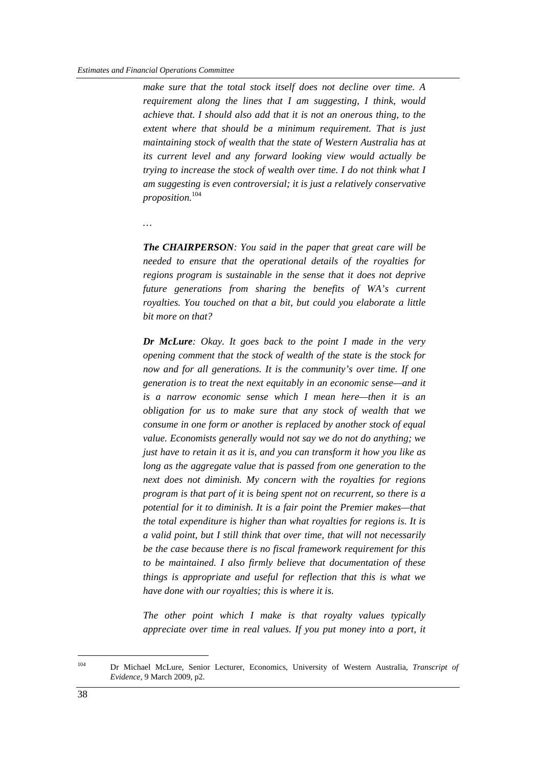*make sure that the total stock itself does not decline over time. A requirement along the lines that I am suggesting, I think, would achieve that. I should also add that it is not an onerous thing, to the extent where that should be a minimum requirement. That is just maintaining stock of wealth that the state of Western Australia has at its current level and any forward looking view would actually be trying to increase the stock of wealth over time. I do not think what I am suggesting is even controversial; it is just a relatively conservative proposition.*[104]

…

***The CHAIRPERSON**: You said in the paper that great care will be needed to ensure that the operational details of the royalties for regions program is sustainable in the sense that it does not deprive future generations from sharing the benefits of WA's current royalties. You touched on that a bit, but could you elaborate a little bit more on that?*

***Dr McLure**: Okay. It goes back to the point I made in the very opening comment that the stock of wealth of the state is the stock for now and for all generations. It is the community's over time. If one generation is to treat the next equitably in an economic sense—and it is a narrow economic sense which I mean here—then it is an obligation for us to make sure that any stock of wealth that we consume in one form or another is replaced by another stock of equal value. Economists generally would not say we do not do anything; we just have to retain it as it is, and you can transform it how you like as long as the aggregate value that is passed from one generation to the next does not diminish. My concern with the royalties for regions program is that part of it is being spent not on recurrent, so there is a potential for it to diminish. It is a fair point the Premier makes—that the total expenditure is higher than what royalties for regions is. It is a valid point, but I still think that over time, that will not necessarily be the case because there is no fiscal framework requirement for this to be maintained. I also firmly believe that documentation of these things is appropriate and useful for reflection that this is what we have done with our royalties; this is where it is.*

*The other point which I make is that royalty values typically appreciate over time in real values. If you put money into a port, it*

---

[104] Dr Michael McLure, Senior Lecturer, Economics, University of Western Australia, *Transcript of Evidence*, 9 March 2009, p2.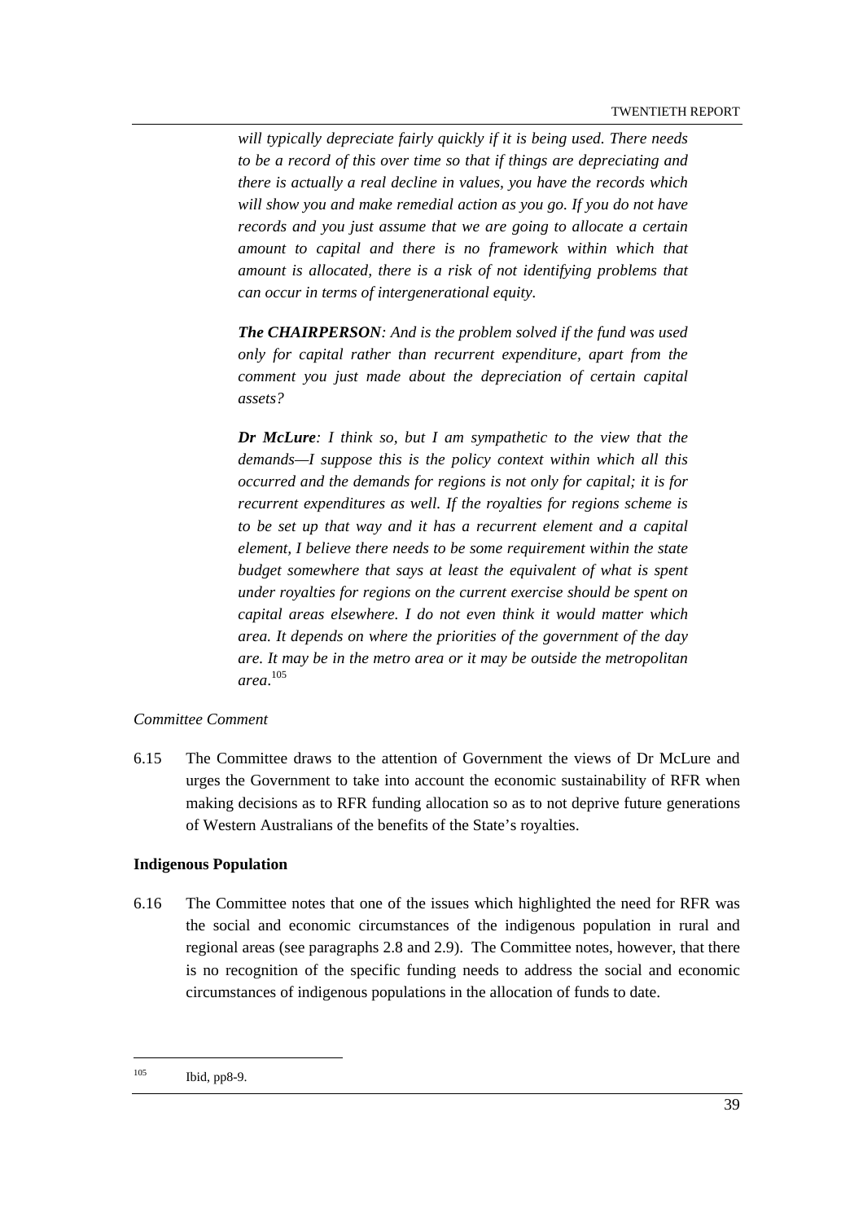*will typically depreciate fairly quickly if it is being used. There needs to be a record of this over time so that if things are depreciating and there is actually a real decline in values, you have the records which will show you and make remedial action as you go. If you do not have records and you just assume that we are going to allocate a certain amount to capital and there is no framework within which that amount is allocated, there is a risk of not identifying problems that can occur in terms of intergenerational equity.*

***The CHAIRPERSON**: And is the problem solved if the fund was used only for capital rather than recurrent expenditure, apart from the comment you just made about the depreciation of certain capital assets?*

***Dr McLure**: I think so, but I am sympathetic to the view that the demands—I suppose this is the policy context within which all this occurred and the demands for regions is not only for capital; it is for recurrent expenditures as well. If the royalties for regions scheme is to be set up that way and it has a recurrent element and a capital element, I believe there needs to be some requirement within the state budget somewhere that says at least the equivalent of what is spent under royalties for regions on the current exercise should be spent on capital areas elsewhere. I do not even think it would matter which area. It depends on where the priorities of the government of the day are. It may be in the metro area or it may be outside the metropolitan area.*[105]

*Committee Comment*

6.15 The Committee draws to the attention of Government the views of Dr McLure and urges the Government to take into account the economic sustainability of RFR when making decisions as to RFR funding allocation so as to not deprive future generations of Western Australians of the benefits of the State's royalties.

**Indigenous Population**

6.16 The Committee notes that one of the issues which highlighted the need for RFR was the social and economic circumstances of the indigenous population in rural and regional areas (see paragraphs 2.8 and 2.9). The Committee notes, however, that there is no recognition of the specific funding needs to address the social and economic circumstances of indigenous populations in the allocation of funds to date.

---

[105] Ibid, pp8-9.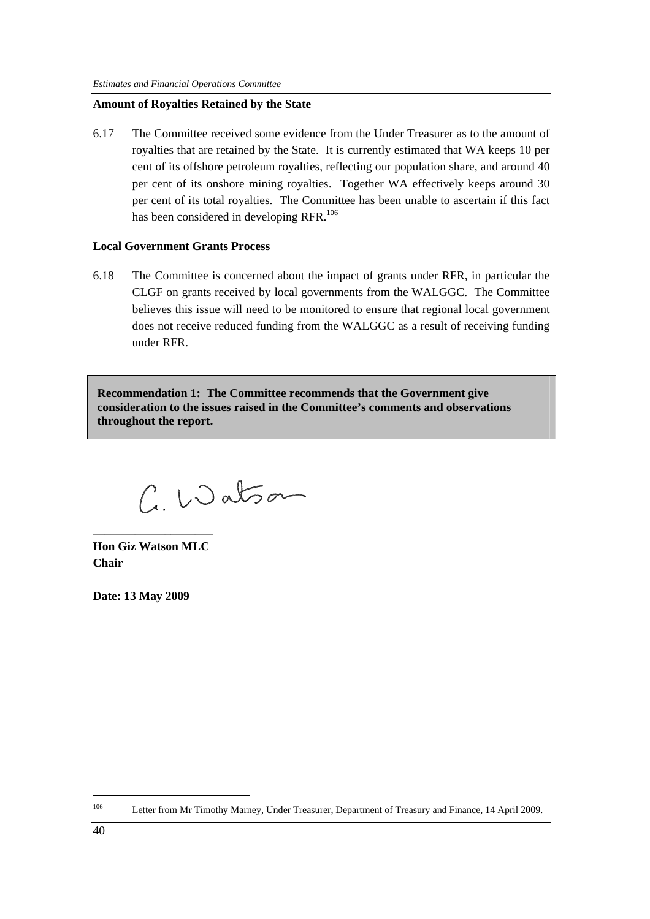**Amount of Royalties Retained by the State**

6.17 The Committee received some evidence from the Under Treasurer as to the amount of royalties that are retained by the State. It is currently estimated that WA keeps 10 per cent of its offshore petroleum royalties, reflecting our population share, and around 40 per cent of its onshore mining royalties. Together WA effectively keeps around 30 per cent of its total royalties. The Committee has been unable to ascertain if this fact has been considered in developing RFR.[106]

**Local Government Grants Process**

6.18 The Committee is concerned about the impact of grants under RFR, in particular the CLGF on grants received by local governments from the WALGGC. The Committee believes this issue will need to be monitored to ensure that regional local government does not receive reduced funding from the WALGGC as a result of receiving funding under RFR.

**Recommendation 1: The Committee recommends that the Government give consideration to the issues raised in the Committee's comments and observations throughout the report.**

G. Watson

\_\_\_\_\_\_\_\_\_\_\_\_\_\_\_\_\_\_\_\_

**Hon Giz Watson MLC**
**Chair**

**Date: 13 May 2009**

---

[106] Letter from Mr Timothy Marney, Under Treasurer, Department of Treasury and Finance, 14 April 2009.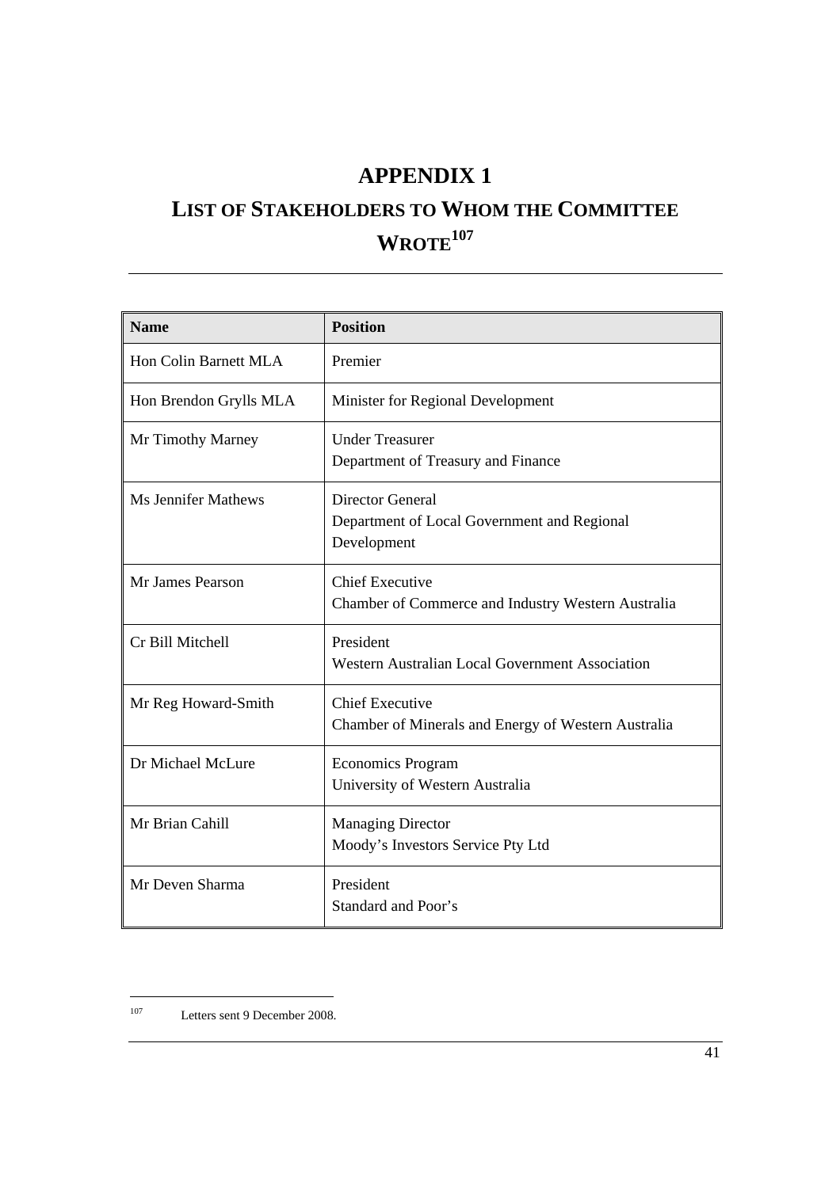# APPENDIX 1

# LIST OF STAKEHOLDERS TO WHOM THE COMMITTEE WROTE[107]

| Name | Position |
|---|---|
| Hon Colin Barnett MLA | Premier |
| Hon Brendon Grylls MLA | Minister for Regional Development |
| Mr Timothy Marney | Under Treasurer<br>Department of Treasury and Finance |
| Ms Jennifer Mathews | Director General<br>Department of Local Government and Regional Development |
| Mr James Pearson | Chief Executive<br>Chamber of Commerce and Industry Western Australia |
| Cr Bill Mitchell | President<br>Western Australian Local Government Association |
| Mr Reg Howard-Smith | Chief Executive<br>Chamber of Minerals and Energy of Western Australia |
| Dr Michael McLure | Economics Program<br>University of Western Australia |
| Mr Brian Cahill | Managing Director<br>Moody's Investors Service Pty Ltd |
| Mr Deven Sharma | President<br>Standard and Poor's |

[107] Letters sent 9 December 2008.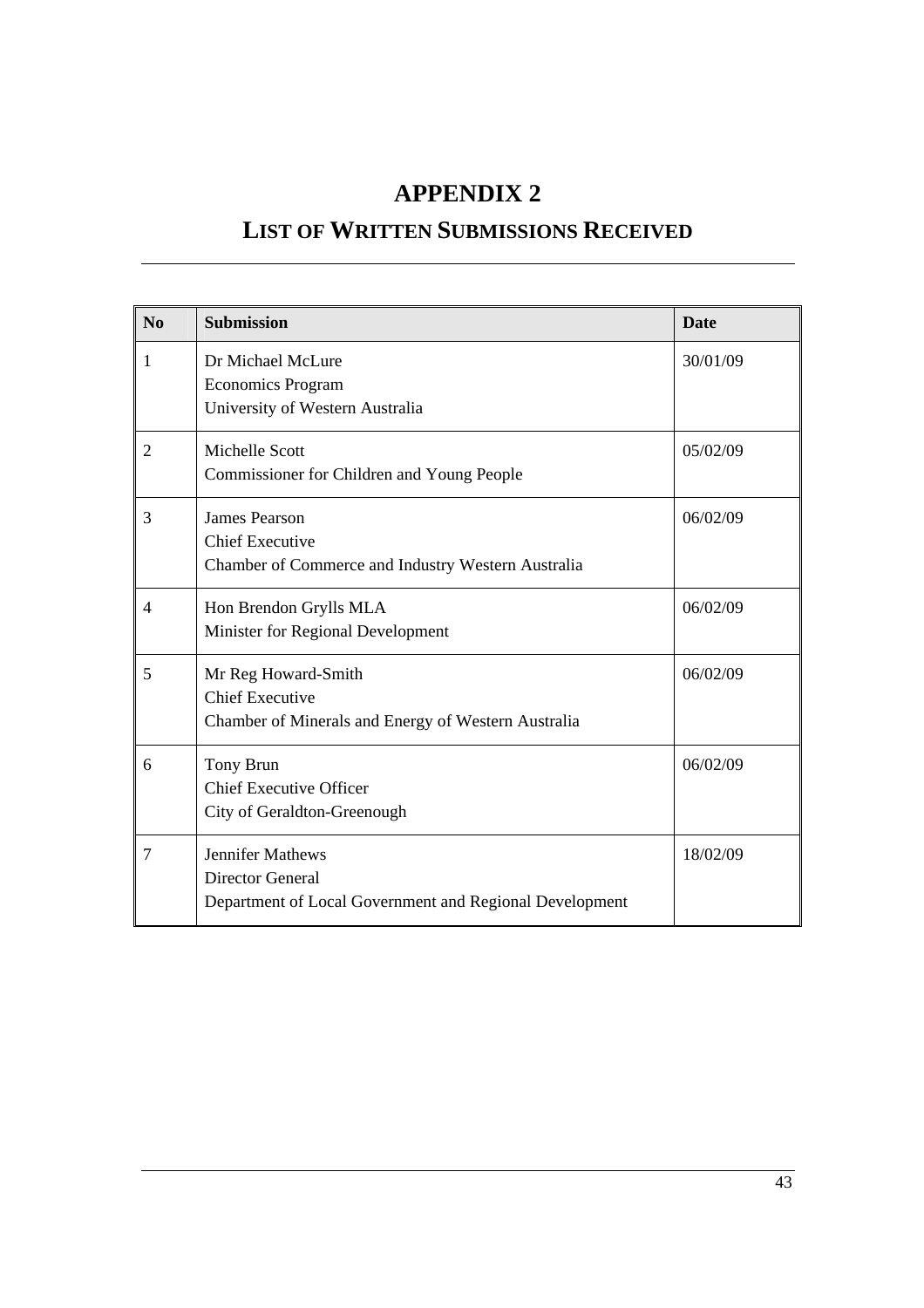# APPENDIX 2

## LIST OF WRITTEN SUBMISSIONS RECEIVED

| No | Submission | Date |
|---|---|---|
| 1 | Dr Michael McLure<br>Economics Program<br>University of Western Australia | 30/01/09 |
| 2 | Michelle Scott<br>Commissioner for Children and Young People | 05/02/09 |
| 3 | James Pearson<br>Chief Executive<br>Chamber of Commerce and Industry Western Australia | 06/02/09 |
| 4 | Hon Brendon Grylls MLA<br>Minister for Regional Development | 06/02/09 |
| 5 | Mr Reg Howard-Smith<br>Chief Executive<br>Chamber of Minerals and Energy of Western Australia | 06/02/09 |
| 6 | Tony Brun<br>Chief Executive Officer<br>City of Geraldton-Greenough | 06/02/09 |
| 7 | Jennifer Mathews<br>Director General<br>Department of Local Government and Regional Development | 18/02/09 |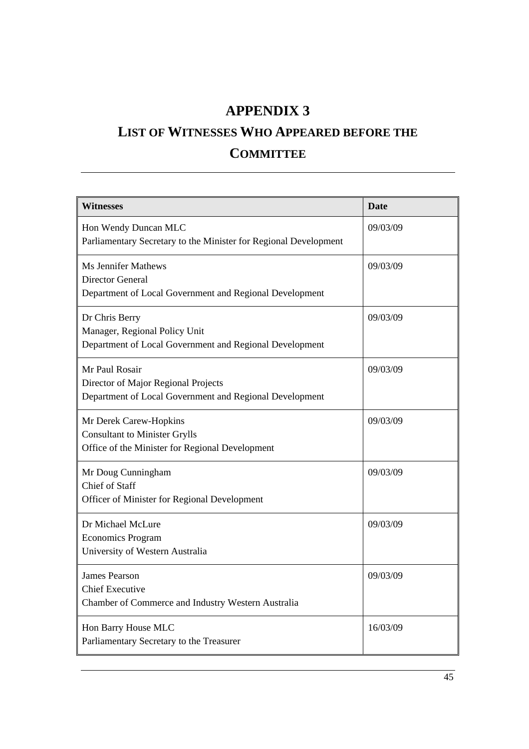# APPENDIX 3

## LIST OF WITNESSES WHO APPEARED BEFORE THE COMMITTEE

| Witnesses | Date |
|---|---|
| Hon Wendy Duncan MLC<br>Parliamentary Secretary to the Minister for Regional Development | 09/03/09 |
| Ms Jennifer Mathews<br>Director General<br>Department of Local Government and Regional Development | 09/03/09 |
| Dr Chris Berry<br>Manager, Regional Policy Unit<br>Department of Local Government and Regional Development | 09/03/09 |
| Mr Paul Rosair<br>Director of Major Regional Projects<br>Department of Local Government and Regional Development | 09/03/09 |
| Mr Derek Carew-Hopkins<br>Consultant to Minister Grylls<br>Office of the Minister for Regional Development | 09/03/09 |
| Mr Doug Cunningham<br>Chief of Staff<br>Officer of Minister for Regional Development | 09/03/09 |
| Dr Michael McLure<br>Economics Program<br>University of Western Australia | 09/03/09 |
| James Pearson<br>Chief Executive<br>Chamber of Commerce and Industry Western Australia | 09/03/09 |
| Hon Barry House MLC<br>Parliamentary Secretary to the Treasurer | 16/03/09 |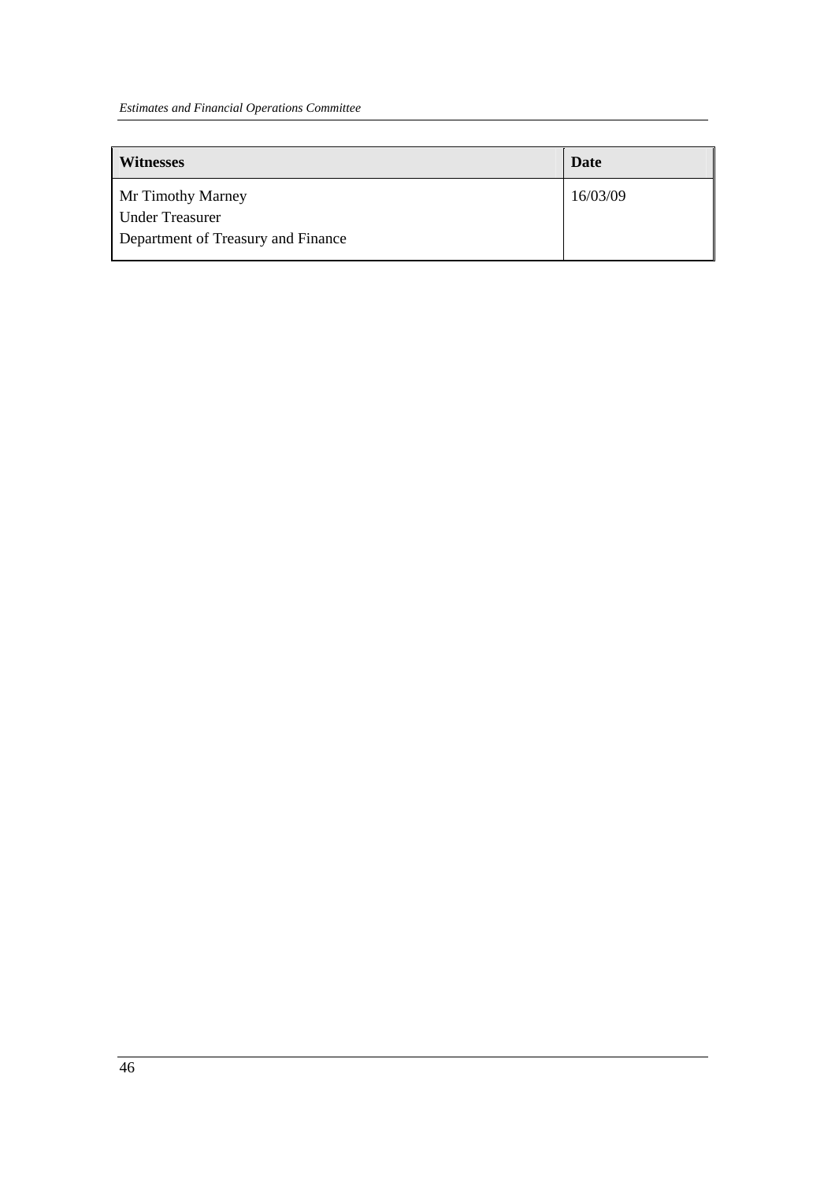| Witnesses | Date |
|---|---|
| Mr Timothy Marney<br>Under Treasurer<br>Department of Treasury and Finance | 16/03/09 |